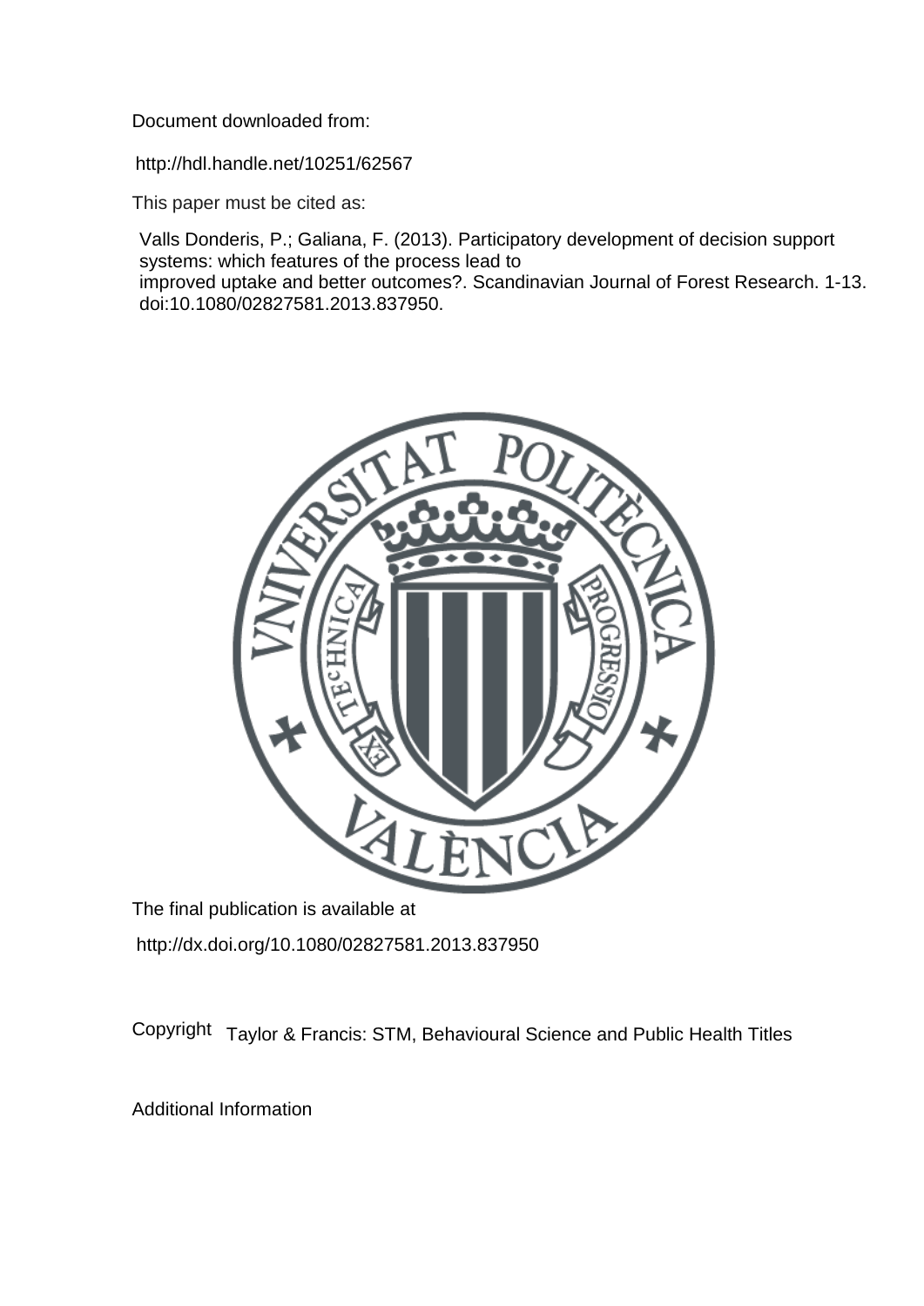Document downloaded from:

http://hdl.handle.net/10251/62567

This paper must be cited as:

Valls Donderis, P.; Galiana, F. (2013). Participatory development of decision support systems: which features of the process lead to improved uptake and better outcomes?. Scandinavian Journal of Forest Research. 1-13. doi:10.1080/02827581.2013.837950.

The final publication is available at

http://dx.doi.org/10.1080/02827581.2013.837950

Copyright Taylor & Francis: STM, Behavioural Science and Public Health Titles

Additional Information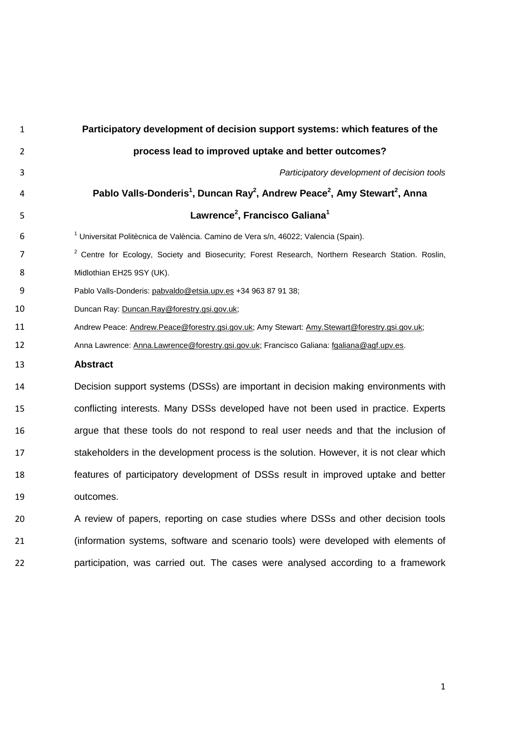# Participatory development of decision support systems: which features of the process lead to improved uptake and better outcomes?

*Participatory development of decision tools*

**Pablo Valls-Donderis[1], Duncan Ray[2], Andrew Peace[2], Amy Stewart[2], Anna Lawrence[2], Francisco Galiana[1]**

[1] Universitat Politècnica de València. Camino de Vera s/n, 46022; Valencia (Spain).

[2] Centre for Ecology, Society and Biosecurity; Forest Research, Northern Research Station. Roslin, Midlothian EH25 9SY (UK).

Pablo Valls-Donderis: pabvaldo@etsia.upv.es +34 963 87 91 38;

Duncan Ray: Duncan.Ray@forestry.gsi.gov.uk;

Andrew Peace: Andrew.Peace@forestry.gsi.gov.uk; Amy Stewart: Amy.Stewart@forestry.gsi.gov.uk;

Anna Lawrence: Anna.Lawrence@forestry.gsi.gov.uk; Francisco Galiana: fgaliana@agf.upv.es.

## Abstract

Decision support systems (DSSs) are important in decision making environments with conflicting interests. Many DSSs developed have not been used in practice. Experts argue that these tools do not respond to real user needs and that the inclusion of stakeholders in the development process is the solution. However, it is not clear which features of participatory development of DSSs result in improved uptake and better outcomes.

A review of papers, reporting on case studies where DSSs and other decision tools (information systems, software and scenario tools) were developed with elements of participation, was carried out. The cases were analysed according to a framework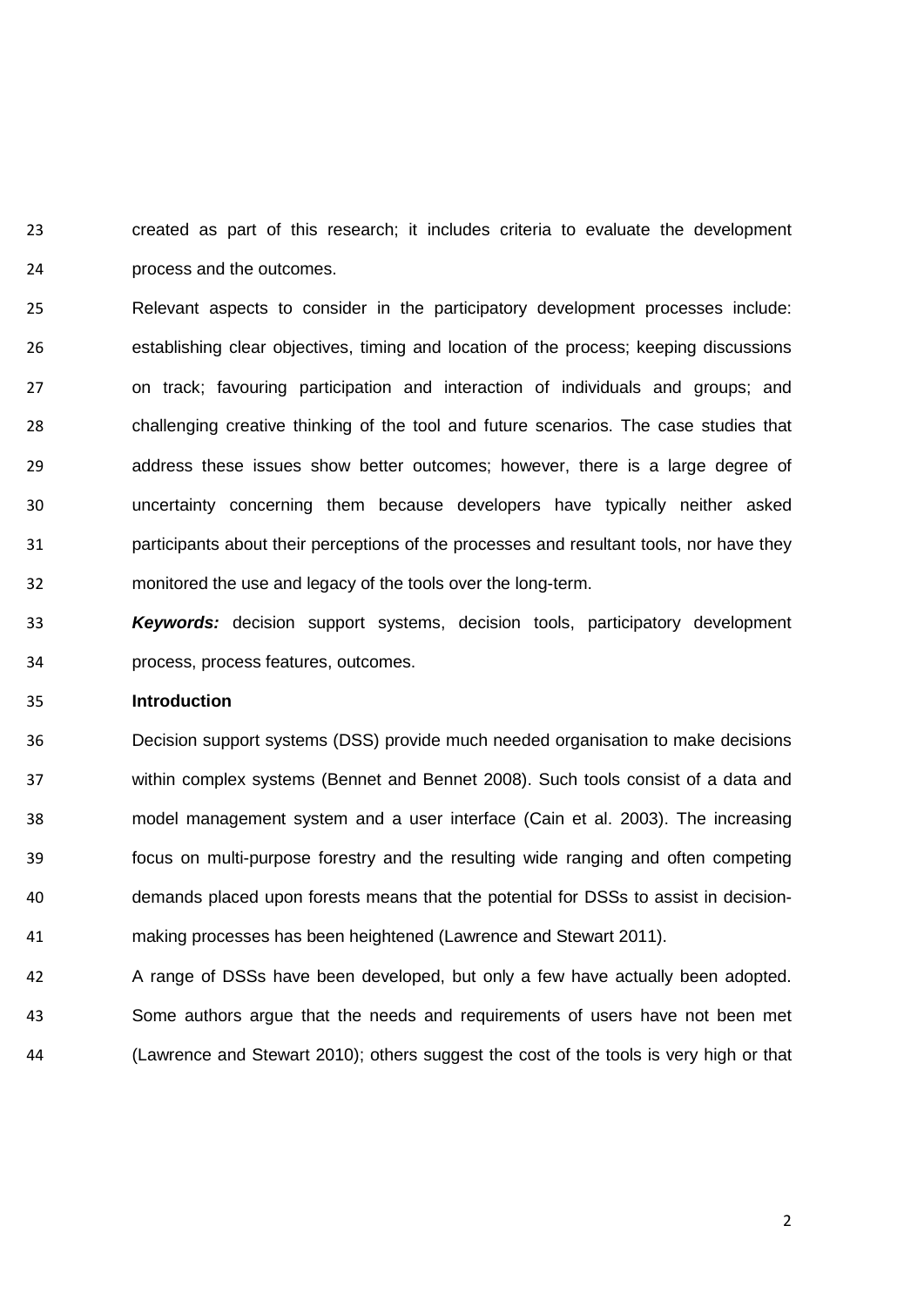created as part of this research; it includes criteria to evaluate the development process and the outcomes.

Relevant aspects to consider in the participatory development processes include: establishing clear objectives, timing and location of the process; keeping discussions on track; favouring participation and interaction of individuals and groups; and challenging creative thinking of the tool and future scenarios. The case studies that address these issues show better outcomes; however, there is a large degree of uncertainty concerning them because developers have typically neither asked participants about their perceptions of the processes and resultant tools, nor have they monitored the use and legacy of the tools over the long-term.

***Keywords:*** decision support systems, decision tools, participatory development process, process features, outcomes.

## Introduction

Decision support systems (DSS) provide much needed organisation to make decisions within complex systems (Bennet and Bennet 2008). Such tools consist of a data and model management system and a user interface (Cain et al. 2003). The increasing focus on multi-purpose forestry and the resulting wide ranging and often competing demands placed upon forests means that the potential for DSSs to assist in decision-making processes has been heightened (Lawrence and Stewart 2011).

A range of DSSs have been developed, but only a few have actually been adopted. Some authors argue that the needs and requirements of users have not been met (Lawrence and Stewart 2010); others suggest the cost of the tools is very high or that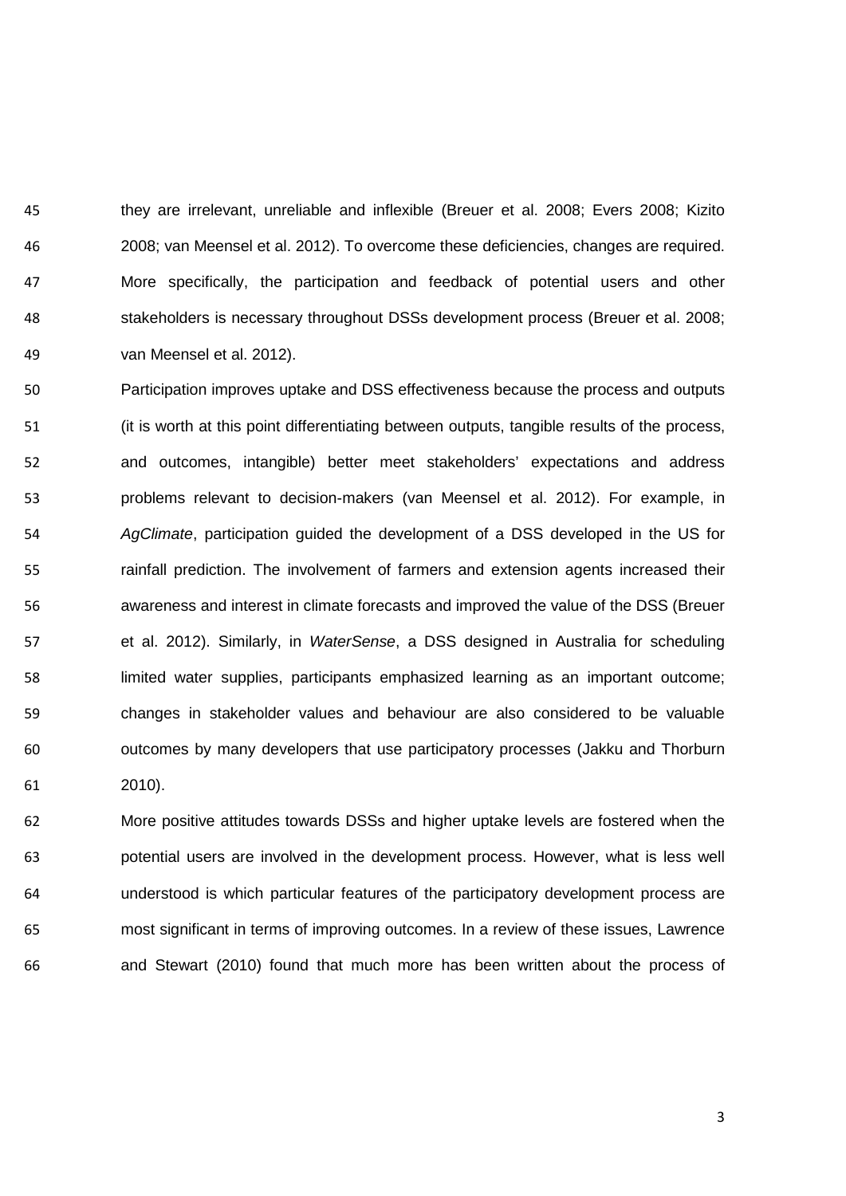they are irrelevant, unreliable and inflexible (Breuer et al. 2008; Evers 2008; Kizito 2008; van Meensel et al. 2012). To overcome these deficiencies, changes are required. More specifically, the participation and feedback of potential users and other stakeholders is necessary throughout DSSs development process (Breuer et al. 2008; van Meensel et al. 2012).

Participation improves uptake and DSS effectiveness because the process and outputs (it is worth at this point differentiating between outputs, tangible results of the process, and outcomes, intangible) better meet stakeholders' expectations and address problems relevant to decision-makers (van Meensel et al. 2012). For example, in *AgClimate*, participation guided the development of a DSS developed in the US for rainfall prediction. The involvement of farmers and extension agents increased their awareness and interest in climate forecasts and improved the value of the DSS (Breuer et al. 2012). Similarly, in *WaterSense*, a DSS designed in Australia for scheduling limited water supplies, participants emphasized learning as an important outcome; changes in stakeholder values and behaviour are also considered to be valuable outcomes by many developers that use participatory processes (Jakku and Thorburn 2010).

More positive attitudes towards DSSs and higher uptake levels are fostered when the potential users are involved in the development process. However, what is less well understood is which particular features of the participatory development process are most significant in terms of improving outcomes. In a review of these issues, Lawrence and Stewart (2010) found that much more has been written about the process of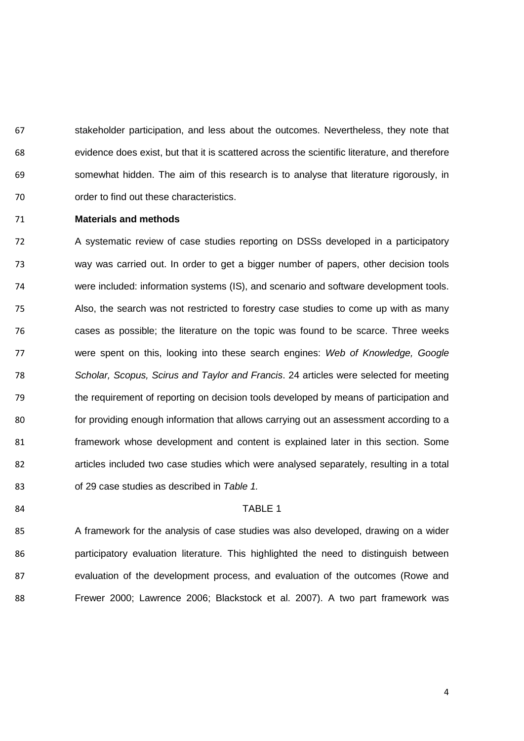stakeholder participation, and less about the outcomes. Nevertheless, they note that evidence does exist, but that it is scattered across the scientific literature, and therefore somewhat hidden. The aim of this research is to analyse that literature rigorously, in order to find out these characteristics.

## Materials and methods

A systematic review of case studies reporting on DSSs developed in a participatory way was carried out. In order to get a bigger number of papers, other decision tools were included: information systems (IS), and scenario and software development tools. Also, the search was not restricted to forestry case studies to come up with as many cases as possible; the literature on the topic was found to be scarce. Three weeks were spent on this, looking into these search engines: *Web of Knowledge, Google Scholar, Scopus, Scirus and Taylor and Francis*. 24 articles were selected for meeting the requirement of reporting on decision tools developed by means of participation and for providing enough information that allows carrying out an assessment according to a framework whose development and content is explained later in this section. Some articles included two case studies which were analysed separately, resulting in a total of 29 case studies as described in *Table 1.*

TABLE 1

A framework for the analysis of case studies was also developed, drawing on a wider participatory evaluation literature. This highlighted the need to distinguish between evaluation of the development process, and evaluation of the outcomes (Rowe and Frewer 2000; Lawrence 2006; Blackstock et al. 2007). A two part framework was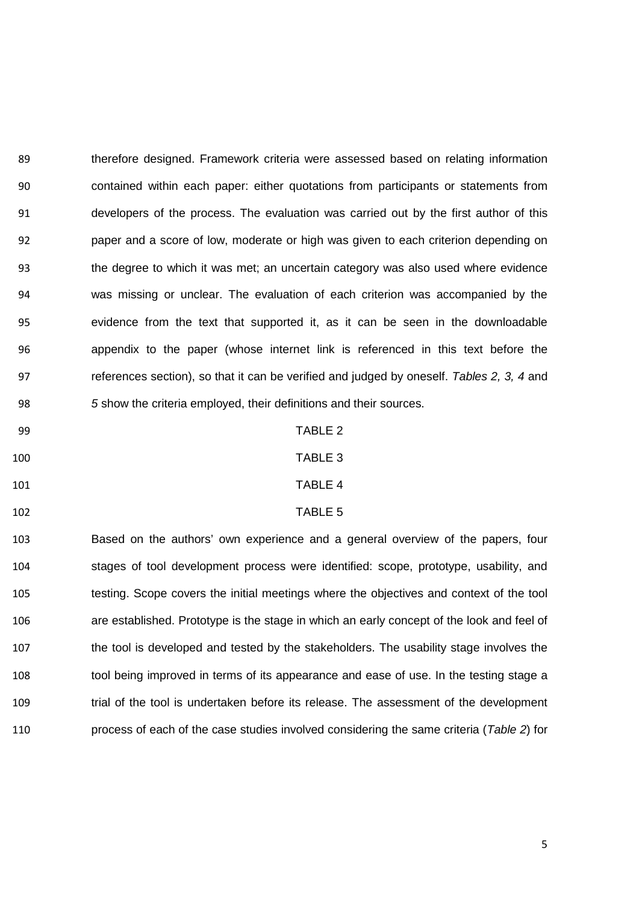therefore designed. Framework criteria were assessed based on relating information contained within each paper: either quotations from participants or statements from developers of the process. The evaluation was carried out by the first author of this paper and a score of low, moderate or high was given to each criterion depending on the degree to which it was met; an uncertain category was also used where evidence was missing or unclear. The evaluation of each criterion was accompanied by the evidence from the text that supported it, as it can be seen in the downloadable appendix to the paper (whose internet link is referenced in this text before the references section), so that it can be verified and judged by oneself. *Tables 2, 3, 4* and *5* show the criteria employed, their definitions and their sources.

TABLE 2

TABLE 3

TABLE 4

TABLE 5

Based on the authors' own experience and a general overview of the papers, four stages of tool development process were identified: scope, prototype, usability, and testing. Scope covers the initial meetings where the objectives and context of the tool are established. Prototype is the stage in which an early concept of the look and feel of the tool is developed and tested by the stakeholders. The usability stage involves the tool being improved in terms of its appearance and ease of use. In the testing stage a trial of the tool is undertaken before its release. The assessment of the development process of each of the case studies involved considering the same criteria (*Table 2*) for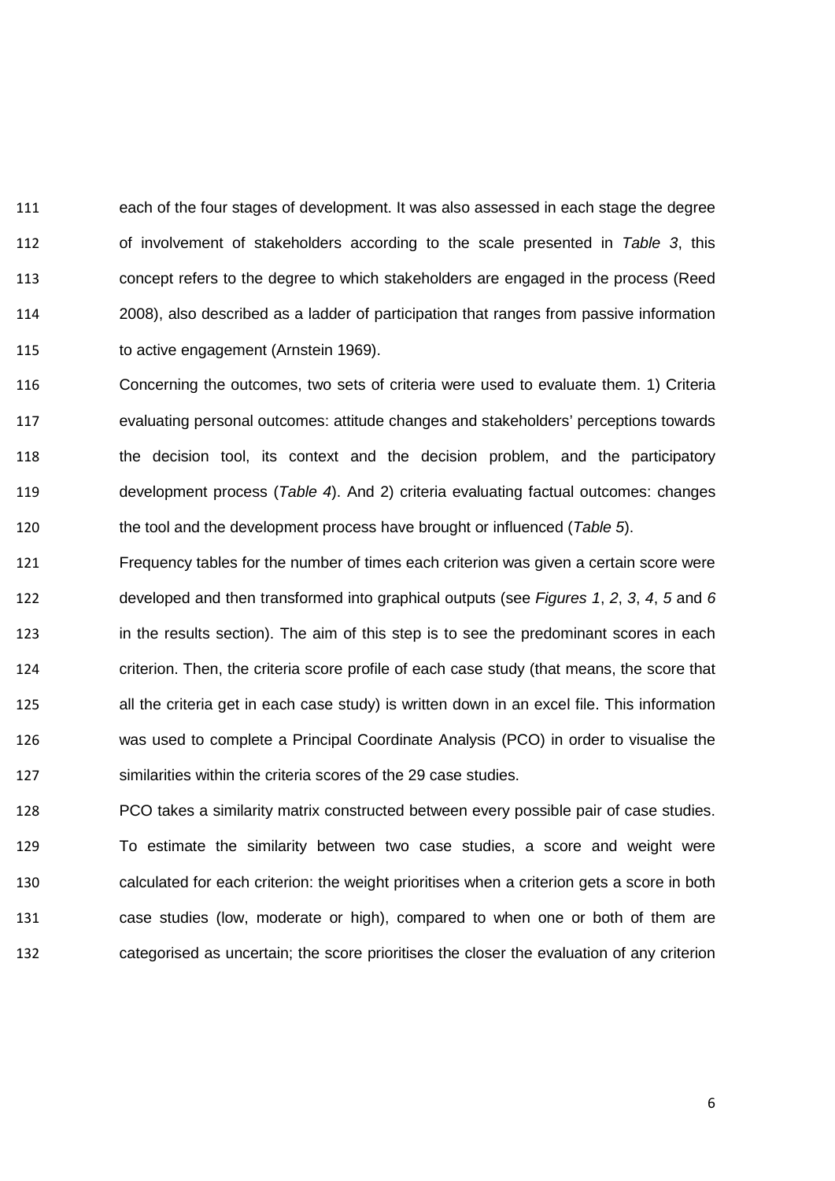each of the four stages of development. It was also assessed in each stage the degree of involvement of stakeholders according to the scale presented in *Table 3*, this concept refers to the degree to which stakeholders are engaged in the process (Reed 2008), also described as a ladder of participation that ranges from passive information to active engagement (Arnstein 1969).

Concerning the outcomes, two sets of criteria were used to evaluate them. 1) Criteria evaluating personal outcomes: attitude changes and stakeholders' perceptions towards the decision tool, its context and the decision problem, and the participatory development process (*Table 4*). And 2) criteria evaluating factual outcomes: changes the tool and the development process have brought or influenced (*Table 5*).

Frequency tables for the number of times each criterion was given a certain score were developed and then transformed into graphical outputs (see *Figures 1*, *2*, *3*, *4*, *5* and *6* in the results section). The aim of this step is to see the predominant scores in each criterion. Then, the criteria score profile of each case study (that means, the score that all the criteria get in each case study) is written down in an excel file. This information was used to complete a Principal Coordinate Analysis (PCO) in order to visualise the similarities within the criteria scores of the 29 case studies.

PCO takes a similarity matrix constructed between every possible pair of case studies. To estimate the similarity between two case studies, a score and weight were calculated for each criterion: the weight prioritises when a criterion gets a score in both case studies (low, moderate or high), compared to when one or both of them are categorised as uncertain; the score prioritises the closer the evaluation of any criterion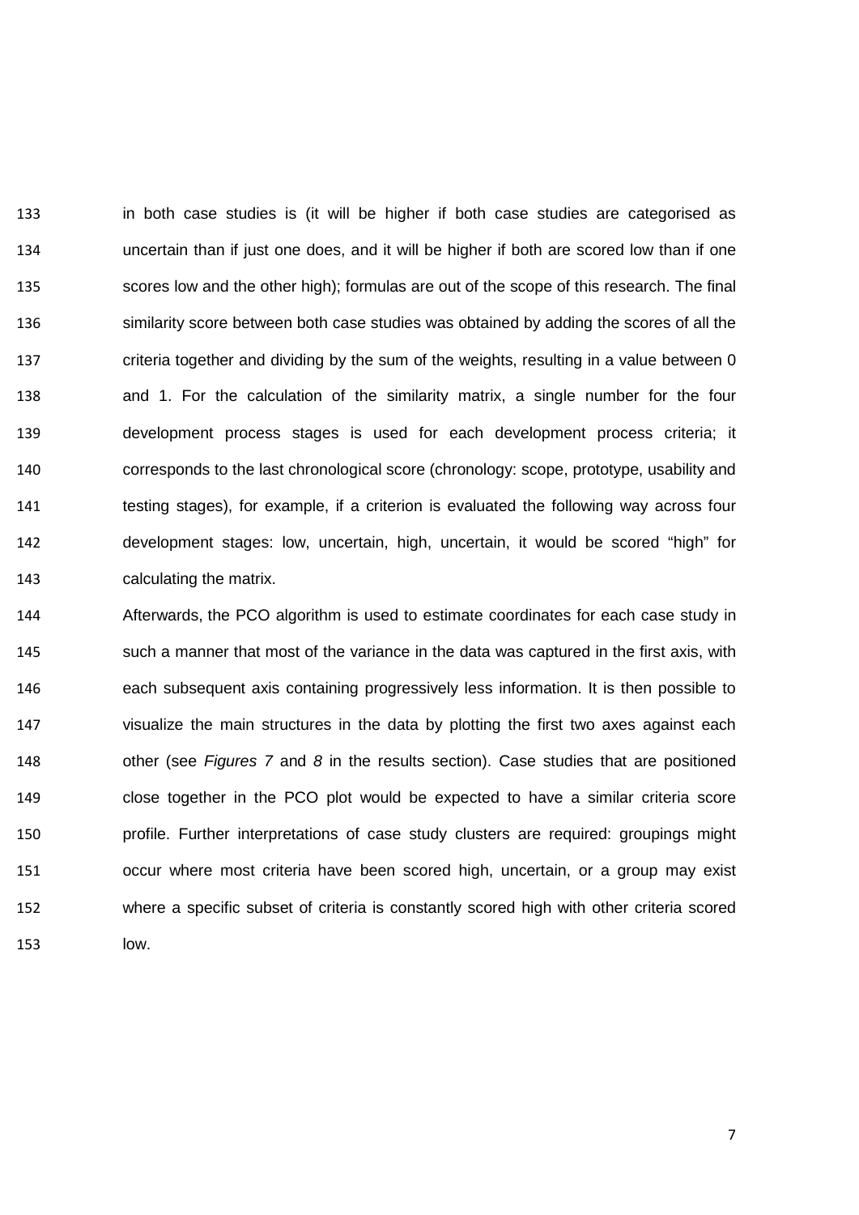in both case studies is (it will be higher if both case studies are categorised as uncertain than if just one does, and it will be higher if both are scored low than if one scores low and the other high); formulas are out of the scope of this research. The final similarity score between both case studies was obtained by adding the scores of all the criteria together and dividing by the sum of the weights, resulting in a value between 0 and 1. For the calculation of the similarity matrix, a single number for the four development process stages is used for each development process criteria; it corresponds to the last chronological score (chronology: scope, prototype, usability and testing stages), for example, if a criterion is evaluated the following way across four development stages: low, uncertain, high, uncertain, it would be scored "high" for calculating the matrix.

Afterwards, the PCO algorithm is used to estimate coordinates for each case study in such a manner that most of the variance in the data was captured in the first axis, with each subsequent axis containing progressively less information. It is then possible to visualize the main structures in the data by plotting the first two axes against each other (see *Figures 7* and *8* in the results section). Case studies that are positioned close together in the PCO plot would be expected to have a similar criteria score profile. Further interpretations of case study clusters are required: groupings might occur where most criteria have been scored high, uncertain, or a group may exist where a specific subset of criteria is constantly scored high with other criteria scored low.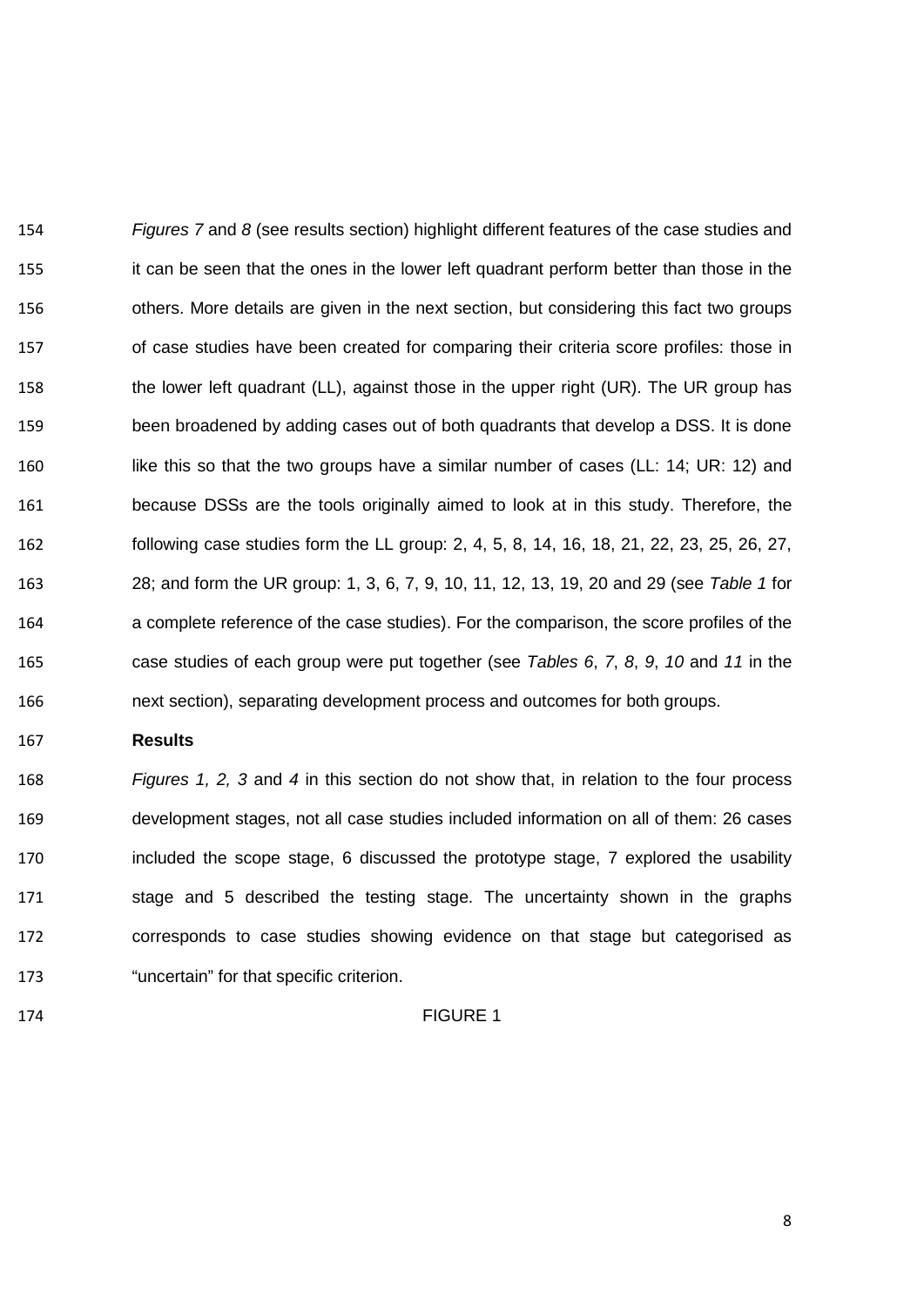*Figures 7* and *8* (see results section) highlight different features of the case studies and it can be seen that the ones in the lower left quadrant perform better than those in the others. More details are given in the next section, but considering this fact two groups of case studies have been created for comparing their criteria score profiles: those in the lower left quadrant (LL), against those in the upper right (UR). The UR group has been broadened by adding cases out of both quadrants that develop a DSS. It is done like this so that the two groups have a similar number of cases (LL: 14; UR: 12) and because DSSs are the tools originally aimed to look at in this study. Therefore, the following case studies form the LL group: 2, 4, 5, 8, 14, 16, 18, 21, 22, 23, 25, 26, 27, 28; and form the UR group: 1, 3, 6, 7, 9, 10, 11, 12, 13, 19, 20 and 29 (see *Table 1* for a complete reference of the case studies). For the comparison, the score profiles of the case studies of each group were put together (see *Tables 6*, *7*, *8*, *9*, *10* and *11* in the next section), separating development process and outcomes for both groups.

**Results**

*Figures 1, 2, 3* and *4* in this section do not show that, in relation to the four process development stages, not all case studies included information on all of them: 26 cases included the scope stage, 6 discussed the prototype stage, 7 explored the usability stage and 5 described the testing stage. The uncertainty shown in the graphs corresponds to case studies showing evidence on that stage but categorised as "uncertain" for that specific criterion.

FIGURE 1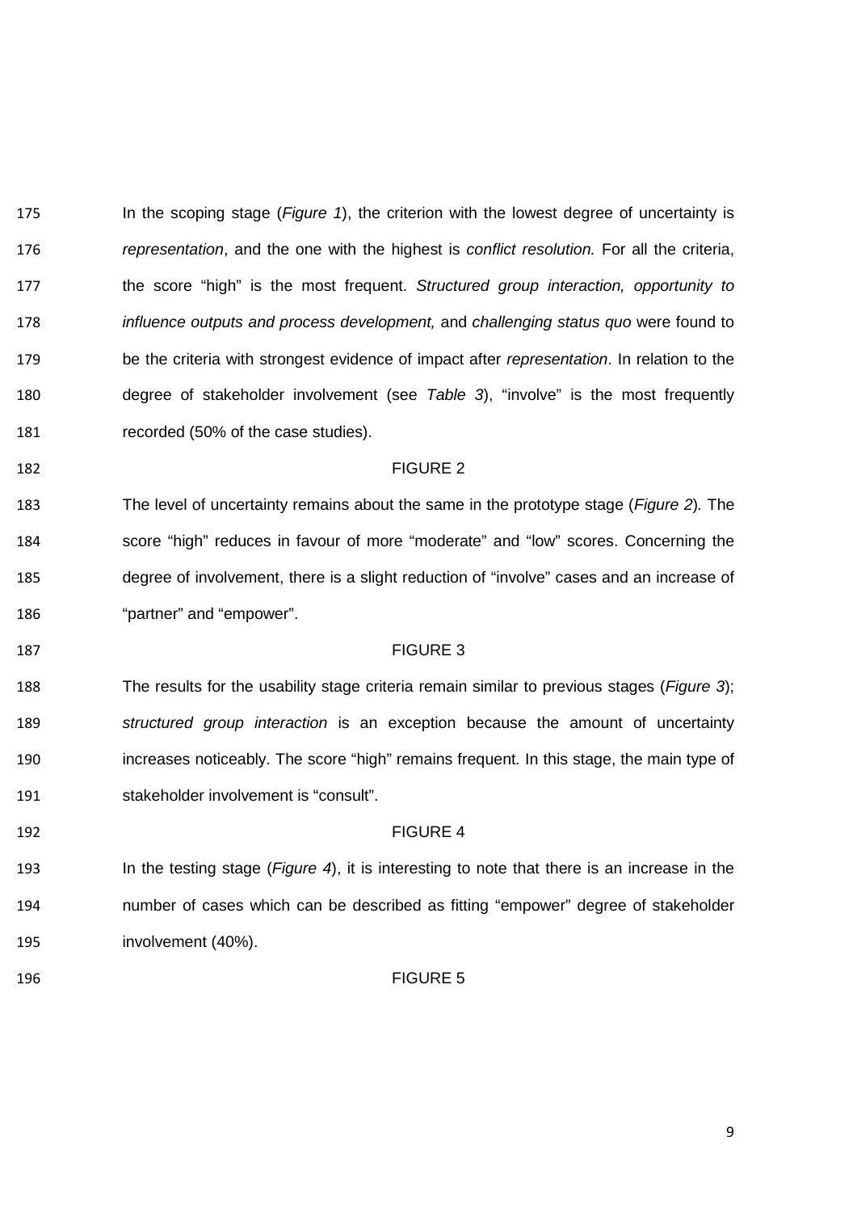In the scoping stage (*Figure 1*), the criterion with the lowest degree of uncertainty is *representation*, and the one with the highest is *conflict resolution.* For all the criteria, the score "high" is the most frequent. *Structured group interaction, opportunity to influence outputs and process development,* and *challenging status quo* were found to be the criteria with strongest evidence of impact after *representation*. In relation to the degree of stakeholder involvement (see *Table 3*), "involve" is the most frequently recorded (50% of the case studies).

FIGURE 2

The level of uncertainty remains about the same in the prototype stage (*Figure 2*). The score "high" reduces in favour of more "moderate" and "low" scores. Concerning the degree of involvement, there is a slight reduction of "involve" cases and an increase of "partner" and "empower".

FIGURE 3

The results for the usability stage criteria remain similar to previous stages (*Figure 3*); *structured group interaction* is an exception because the amount of uncertainty increases noticeably. The score "high" remains frequent. In this stage, the main type of stakeholder involvement is "consult".

FIGURE 4

In the testing stage (*Figure 4*), it is interesting to note that there is an increase in the number of cases which can be described as fitting "empower" degree of stakeholder involvement (40%).

FIGURE 5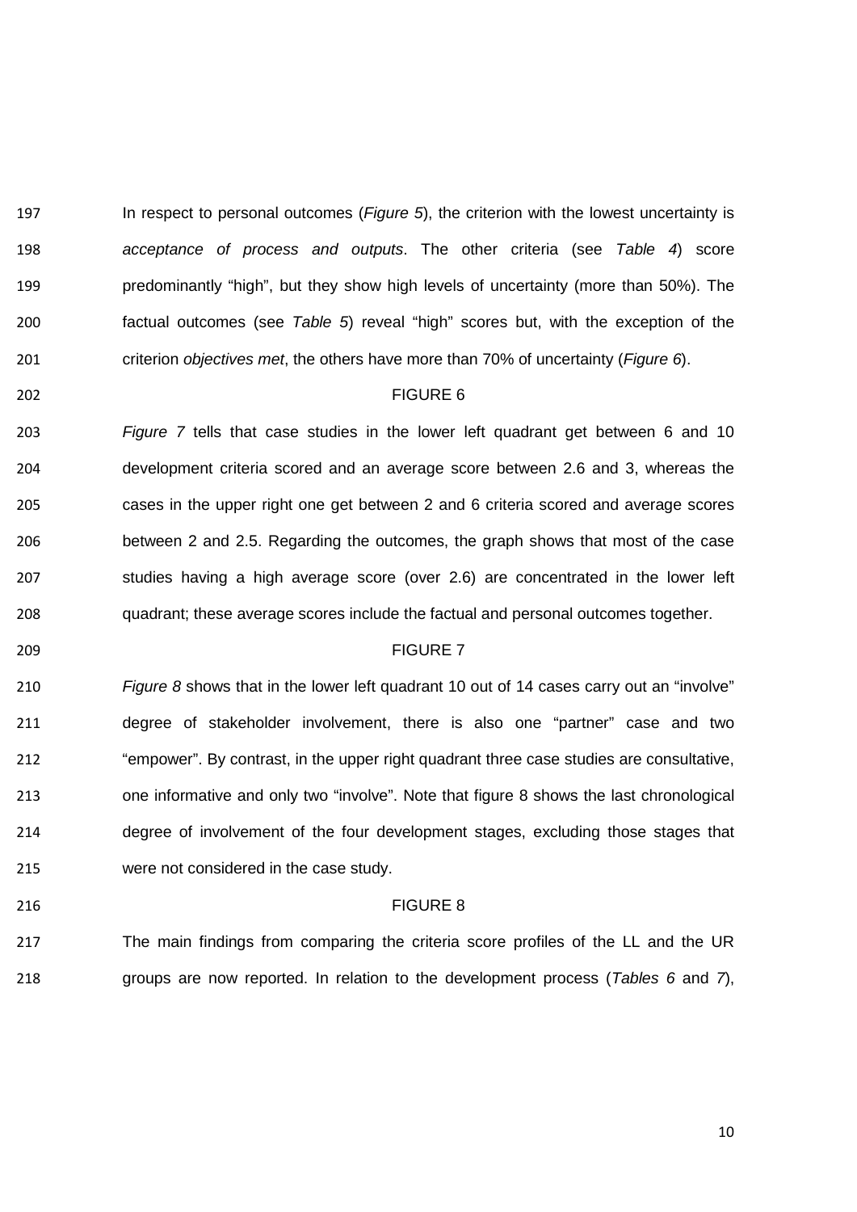In respect to personal outcomes (*Figure 5*), the criterion with the lowest uncertainty is *acceptance of process and outputs*. The other criteria (see *Table 4*) score predominantly "high", but they show high levels of uncertainty (more than 50%). The factual outcomes (see *Table 5*) reveal "high" scores but, with the exception of the criterion *objectives met*, the others have more than 70% of uncertainty (*Figure 6*).

FIGURE 6

*Figure 7* tells that case studies in the lower left quadrant get between 6 and 10 development criteria scored and an average score between 2.6 and 3, whereas the cases in the upper right one get between 2 and 6 criteria scored and average scores between 2 and 2.5. Regarding the outcomes, the graph shows that most of the case studies having a high average score (over 2.6) are concentrated in the lower left quadrant; these average scores include the factual and personal outcomes together.

FIGURE 7

*Figure 8* shows that in the lower left quadrant 10 out of 14 cases carry out an "involve" degree of stakeholder involvement, there is also one "partner" case and two "empower". By contrast, in the upper right quadrant three case studies are consultative, one informative and only two "involve". Note that figure 8 shows the last chronological degree of involvement of the four development stages, excluding those stages that were not considered in the case study.

FIGURE 8

The main findings from comparing the criteria score profiles of the LL and the UR groups are now reported. In relation to the development process (*Tables 6* and *7*),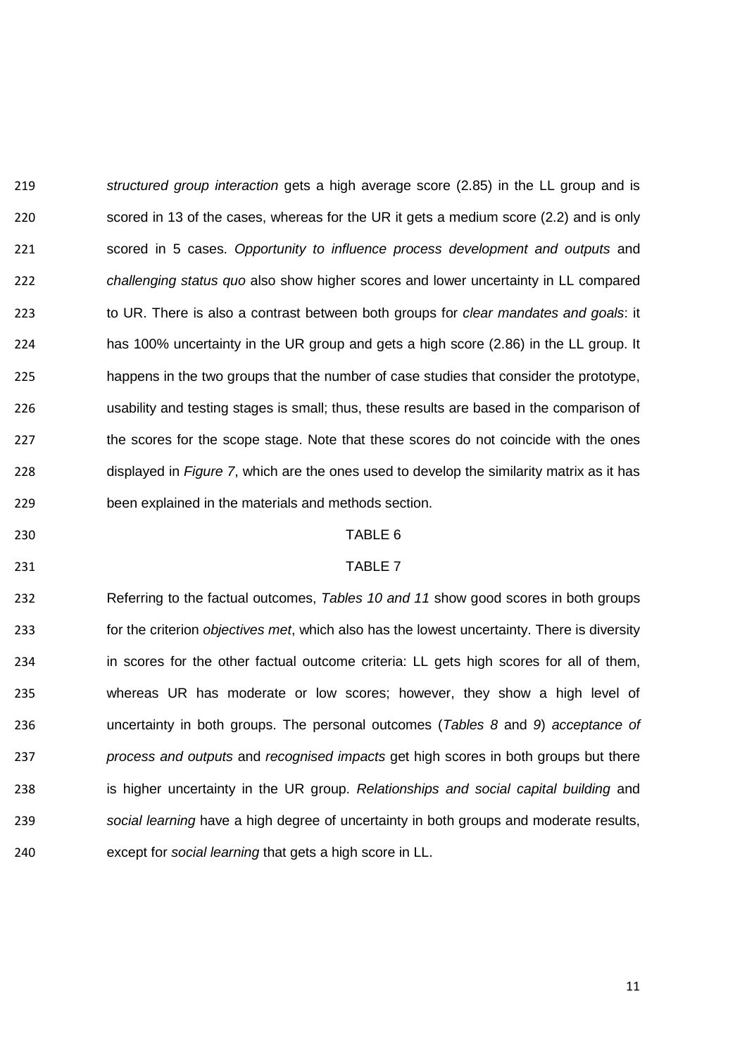*structured group interaction* gets a high average score (2.85) in the LL group and is scored in 13 of the cases, whereas for the UR it gets a medium score (2.2) and is only scored in 5 cases. *Opportunity to influence process development and outputs* and *challenging status quo* also show higher scores and lower uncertainty in LL compared to UR. There is also a contrast between both groups for *clear mandates and goals*: it has 100% uncertainty in the UR group and gets a high score (2.86) in the LL group. It happens in the two groups that the number of case studies that consider the prototype, usability and testing stages is small; thus, these results are based in the comparison of the scores for the scope stage. Note that these scores do not coincide with the ones displayed in *Figure 7*, which are the ones used to develop the similarity matrix as it has been explained in the materials and methods section.

TABLE 6

TABLE 7

Referring to the factual outcomes, *Tables 10 and 11* show good scores in both groups for the criterion *objectives met*, which also has the lowest uncertainty. There is diversity in scores for the other factual outcome criteria: LL gets high scores for all of them, whereas UR has moderate or low scores; however, they show a high level of uncertainty in both groups. The personal outcomes (*Tables 8* and *9*) *acceptance of process and outputs* and *recognised impacts* get high scores in both groups but there is higher uncertainty in the UR group. *Relationships and social capital building* and *social learning* have a high degree of uncertainty in both groups and moderate results, except for *social learning* that gets a high score in LL.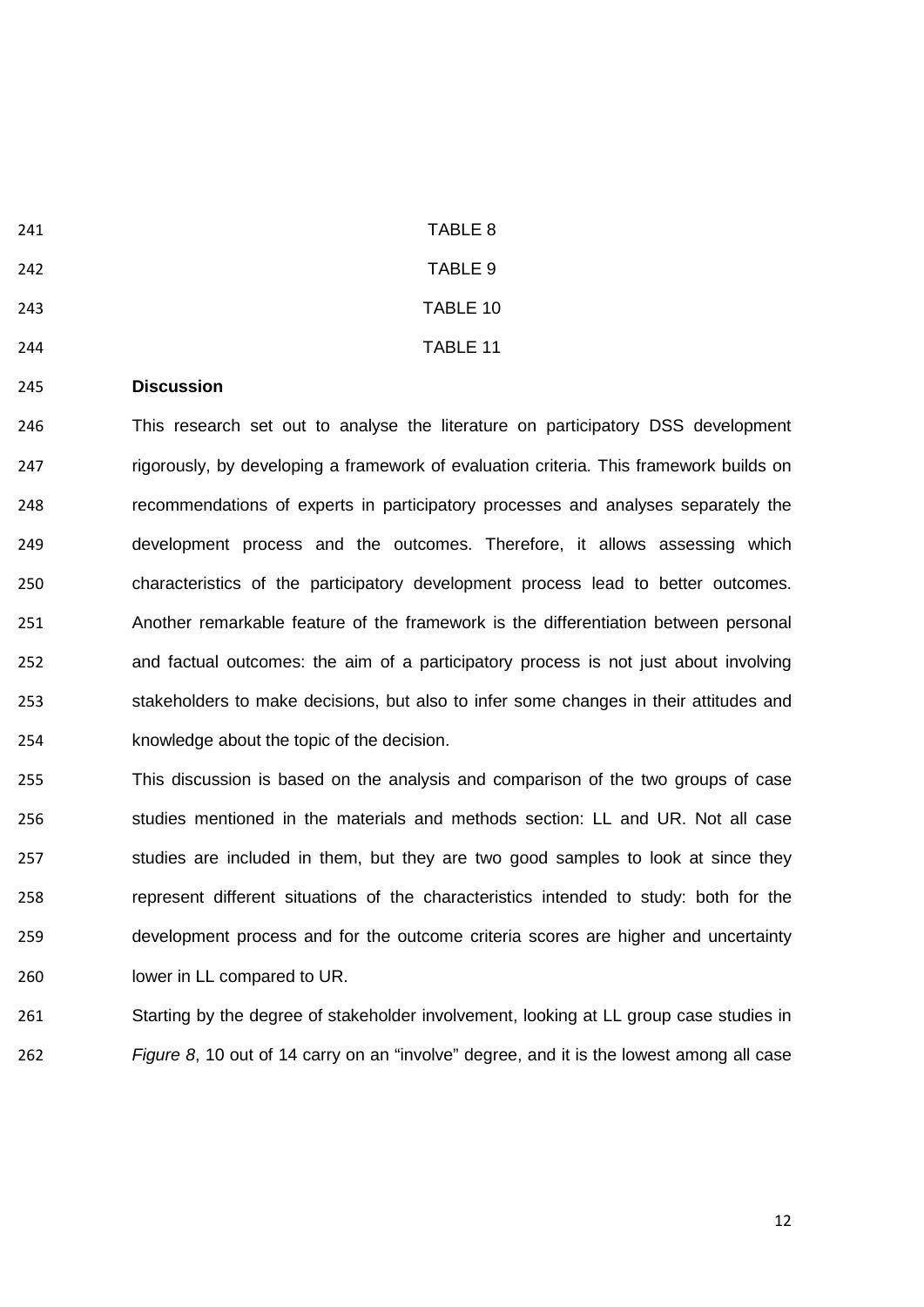TABLE 8

TABLE 9

TABLE 10

TABLE 11

## Discussion

This research set out to analyse the literature on participatory DSS development rigorously, by developing a framework of evaluation criteria. This framework builds on recommendations of experts in participatory processes and analyses separately the development process and the outcomes. Therefore, it allows assessing which characteristics of the participatory development process lead to better outcomes. Another remarkable feature of the framework is the differentiation between personal and factual outcomes: the aim of a participatory process is not just about involving stakeholders to make decisions, but also to infer some changes in their attitudes and knowledge about the topic of the decision.

This discussion is based on the analysis and comparison of the two groups of case studies mentioned in the materials and methods section: LL and UR. Not all case studies are included in them, but they are two good samples to look at since they represent different situations of the characteristics intended to study: both for the development process and for the outcome criteria scores are higher and uncertainty lower in LL compared to UR.

Starting by the degree of stakeholder involvement, looking at LL group case studies in *Figure 8*, 10 out of 14 carry on an "involve" degree, and it is the lowest among all case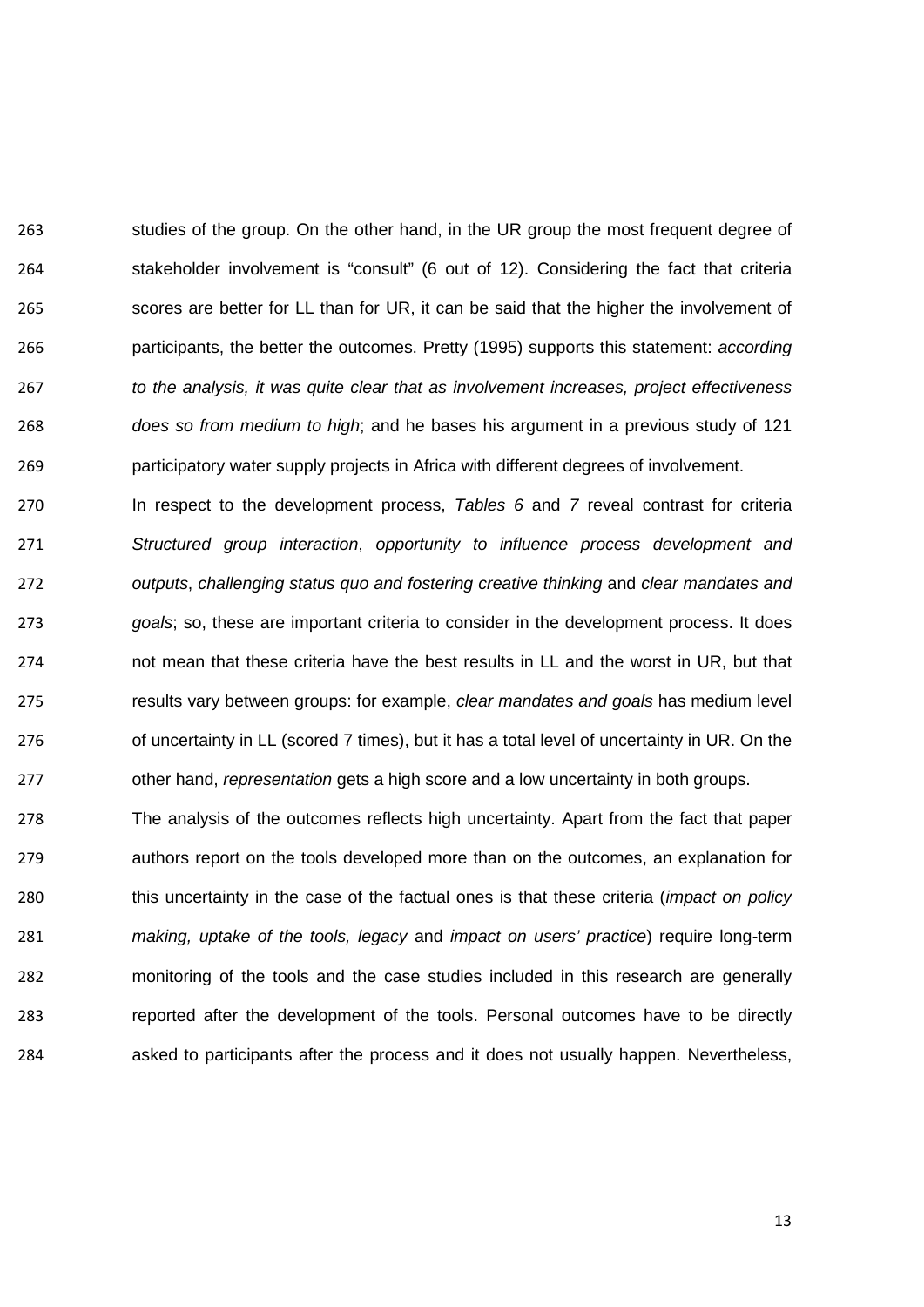studies of the group. On the other hand, in the UR group the most frequent degree of stakeholder involvement is "consult" (6 out of 12). Considering the fact that criteria scores are better for LL than for UR, it can be said that the higher the involvement of participants, the better the outcomes. Pretty (1995) supports this statement: *according to the analysis, it was quite clear that as involvement increases, project effectiveness does so from medium to high*; and he bases his argument in a previous study of 121 participatory water supply projects in Africa with different degrees of involvement.

In respect to the development process, *Tables 6* and *7* reveal contrast for criteria *Structured group interaction*, *opportunity to influence process development and outputs*, *challenging status quo and fostering creative thinking* and *clear mandates and goals*; so, these are important criteria to consider in the development process. It does not mean that these criteria have the best results in LL and the worst in UR, but that results vary between groups: for example, *clear mandates and goals* has medium level of uncertainty in LL (scored 7 times), but it has a total level of uncertainty in UR. On the other hand, *representation* gets a high score and a low uncertainty in both groups.

The analysis of the outcomes reflects high uncertainty. Apart from the fact that paper authors report on the tools developed more than on the outcomes, an explanation for this uncertainty in the case of the factual ones is that these criteria (*impact on policy making, uptake of the tools, legacy* and *impact on users' practice*) require long-term monitoring of the tools and the case studies included in this research are generally reported after the development of the tools. Personal outcomes have to be directly asked to participants after the process and it does not usually happen. Nevertheless,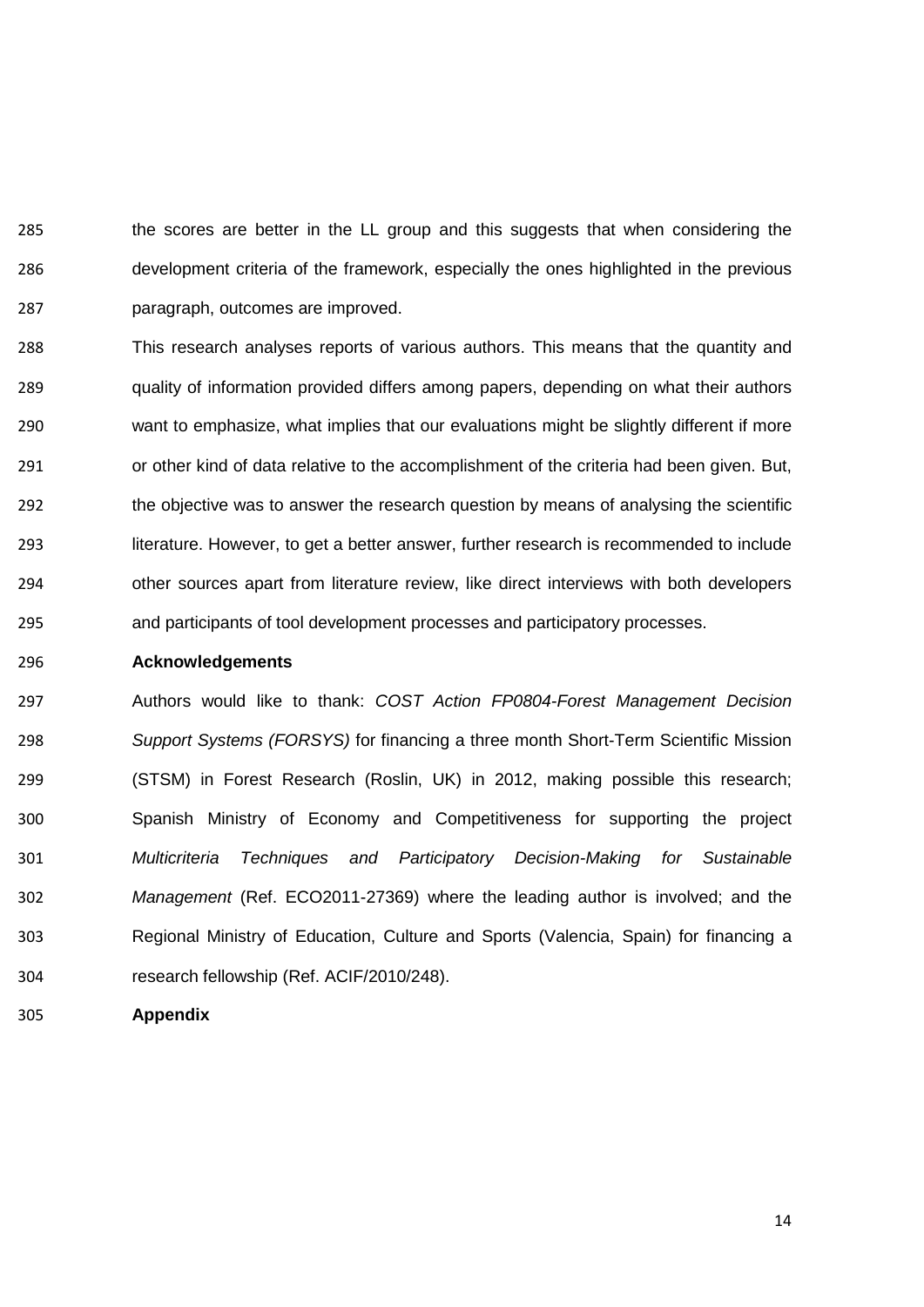the scores are better in the LL group and this suggests that when considering the development criteria of the framework, especially the ones highlighted in the previous paragraph, outcomes are improved.

This research analyses reports of various authors. This means that the quantity and quality of information provided differs among papers, depending on what their authors want to emphasize, what implies that our evaluations might be slightly different if more or other kind of data relative to the accomplishment of the criteria had been given. But, the objective was to answer the research question by means of analysing the scientific literature. However, to get a better answer, further research is recommended to include other sources apart from literature review, like direct interviews with both developers and participants of tool development processes and participatory processes.

## Acknowledgements

Authors would like to thank: *COST Action FP0804-Forest Management Decision Support Systems (FORSYS)* for financing a three month Short-Term Scientific Mission (STSM) in Forest Research (Roslin, UK) in 2012, making possible this research; Spanish Ministry of Economy and Competitiveness for supporting the project *Multicriteria Techniques and Participatory Decision-Making for Sustainable Management* (Ref. ECO2011-27369) where the leading author is involved; and the Regional Ministry of Education, Culture and Sports (Valencia, Spain) for financing a research fellowship (Ref. ACIF/2010/248).

## Appendix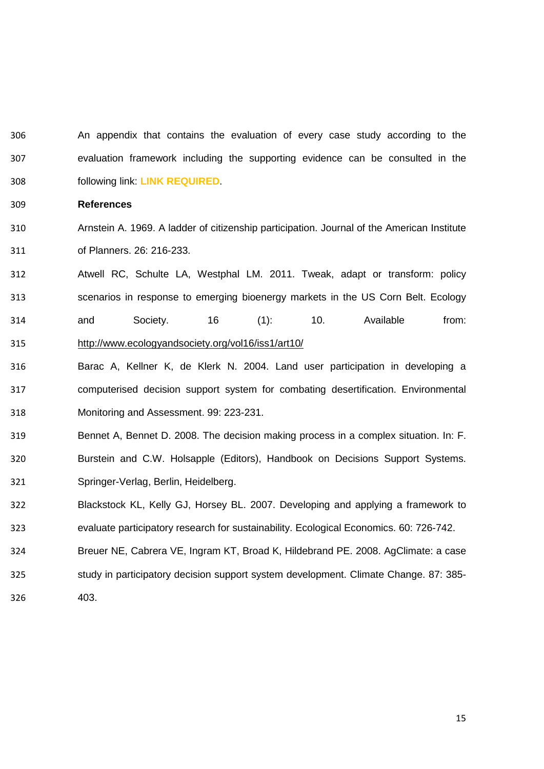An appendix that contains the evaluation of every case study according to the evaluation framework including the supporting evidence can be consulted in the following link: **LINK REQUIRED**.

**References**

Arnstein A. 1969. A ladder of citizenship participation. Journal of the American Institute of Planners. 26: 216-233.

Atwell RC, Schulte LA, Westphal LM. 2011. Tweak, adapt or transform: policy scenarios in response to emerging bioenergy markets in the US Corn Belt. Ecology and Society. 16 (1): 10. Available from: http://www.ecologyandsociety.org/vol16/iss1/art10/

Barac A, Kellner K, de Klerk N. 2004. Land user participation in developing a computerised decision support system for combating desertification. Environmental Monitoring and Assessment. 99: 223-231.

Bennet A, Bennet D. 2008. The decision making process in a complex situation. In: F. Burstein and C.W. Holsapple (Editors), Handbook on Decisions Support Systems. Springer-Verlag, Berlin, Heidelberg.

Blackstock KL, Kelly GJ, Horsey BL. 2007. Developing and applying a framework to evaluate participatory research for sustainability. Ecological Economics. 60: 726-742.

Breuer NE, Cabrera VE, Ingram KT, Broad K, Hildebrand PE. 2008. AgClimate: a case study in participatory decision support system development. Climate Change. 87: 385-403.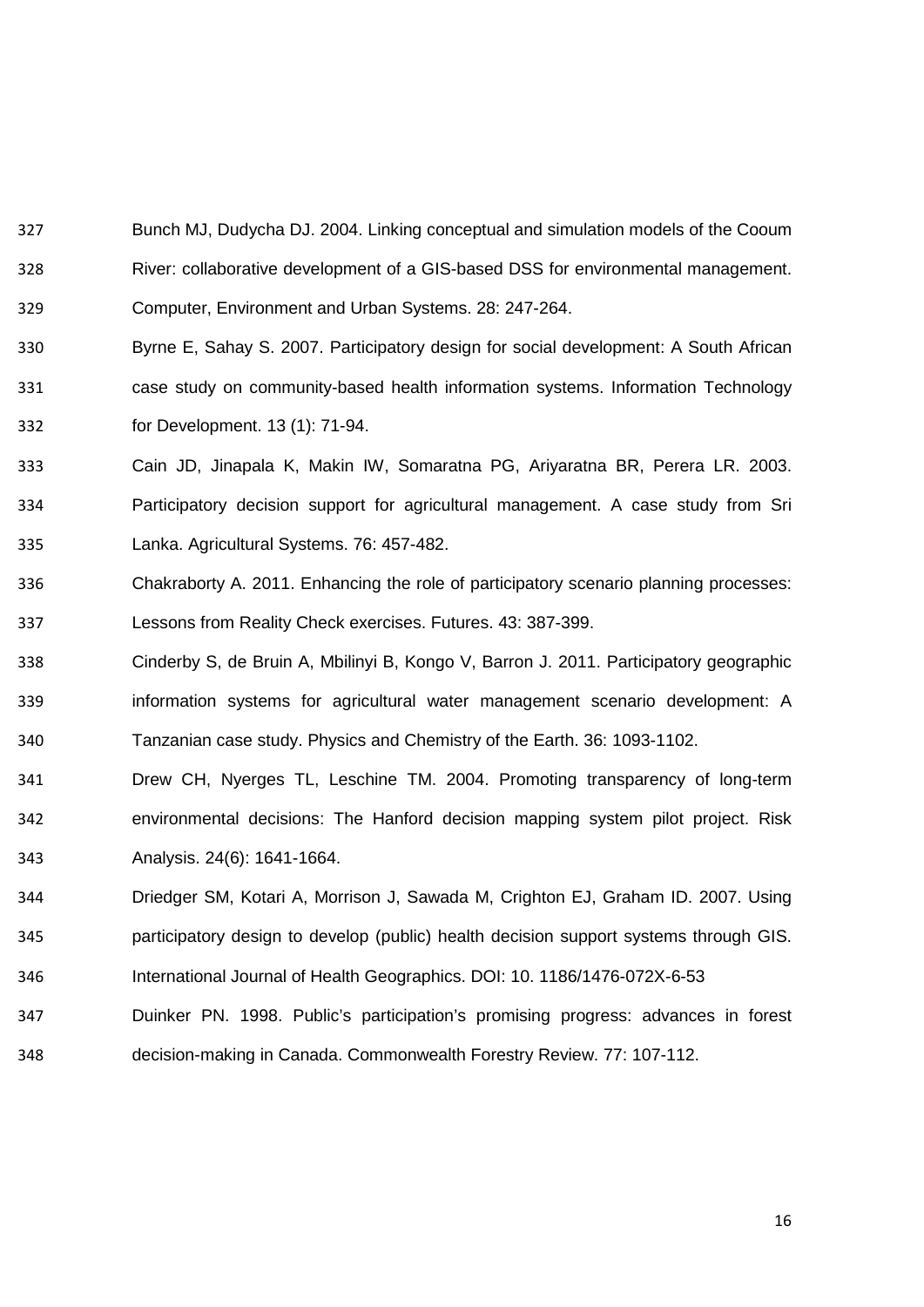Bunch MJ, Dudycha DJ. 2004. Linking conceptual and simulation models of the Cooum River: collaborative development of a GIS-based DSS for environmental management. Computer, Environment and Urban Systems. 28: 247-264.

Byrne E, Sahay S. 2007. Participatory design for social development: A South African case study on community-based health information systems. Information Technology for Development. 13 (1): 71-94.

Cain JD, Jinapala K, Makin IW, Somaratna PG, Ariyaratna BR, Perera LR. 2003. Participatory decision support for agricultural management. A case study from Sri Lanka. Agricultural Systems. 76: 457-482.

Chakraborty A. 2011. Enhancing the role of participatory scenario planning processes: Lessons from Reality Check exercises. Futures. 43: 387-399.

Cinderby S, de Bruin A, Mbilinyi B, Kongo V, Barron J. 2011. Participatory geographic information systems for agricultural water management scenario development: A Tanzanian case study. Physics and Chemistry of the Earth. 36: 1093-1102.

Drew CH, Nyerges TL, Leschine TM. 2004. Promoting transparency of long-term environmental decisions: The Hanford decision mapping system pilot project. Risk Analysis. 24(6): 1641-1664.

Driedger SM, Kotari A, Morrison J, Sawada M, Crighton EJ, Graham ID. 2007. Using participatory design to develop (public) health decision support systems through GIS. International Journal of Health Geographics. DOI: 10. 1186/1476-072X-6-53

Duinker PN. 1998. Public's participation's promising progress: advances in forest decision-making in Canada. Commonwealth Forestry Review. 77: 107-112.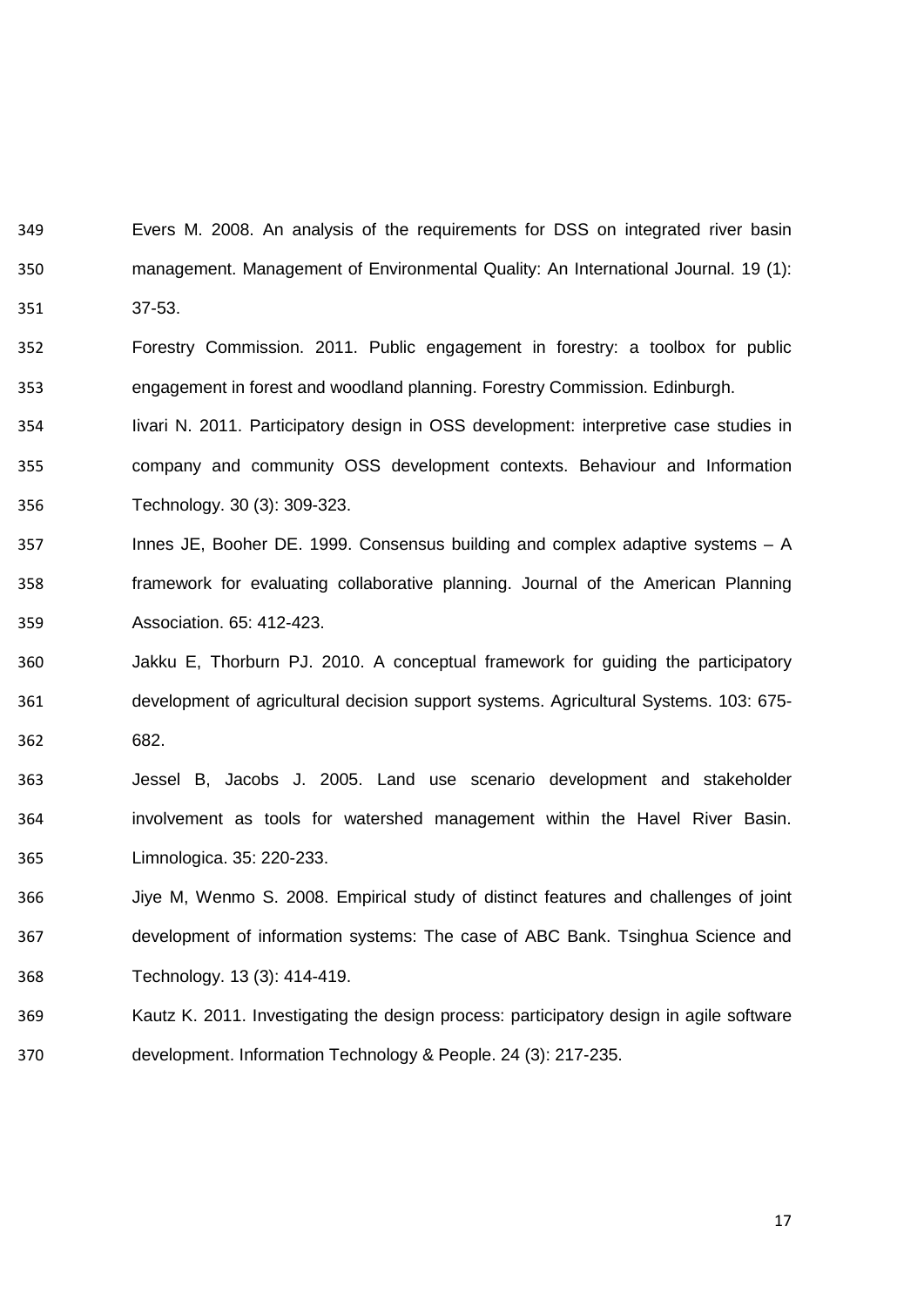Evers M. 2008. An analysis of the requirements for DSS on integrated river basin management. Management of Environmental Quality: An International Journal. 19 (1): 37-53.

Forestry Commission. 2011. Public engagement in forestry: a toolbox for public engagement in forest and woodland planning. Forestry Commission. Edinburgh.

Iivari N. 2011. Participatory design in OSS development: interpretive case studies in company and community OSS development contexts. Behaviour and Information Technology. 30 (3): 309-323.

Innes JE, Booher DE. 1999. Consensus building and complex adaptive systems – A framework for evaluating collaborative planning. Journal of the American Planning Association. 65: 412-423.

Jakku E, Thorburn PJ. 2010. A conceptual framework for guiding the participatory development of agricultural decision support systems. Agricultural Systems. 103: 675-682.

Jessel B, Jacobs J. 2005. Land use scenario development and stakeholder involvement as tools for watershed management within the Havel River Basin. Limnologica. 35: 220-233.

Jiye M, Wenmo S. 2008. Empirical study of distinct features and challenges of joint development of information systems: The case of ABC Bank. Tsinghua Science and Technology. 13 (3): 414-419.

Kautz K. 2011. Investigating the design process: participatory design in agile software development. Information Technology & People. 24 (3): 217-235.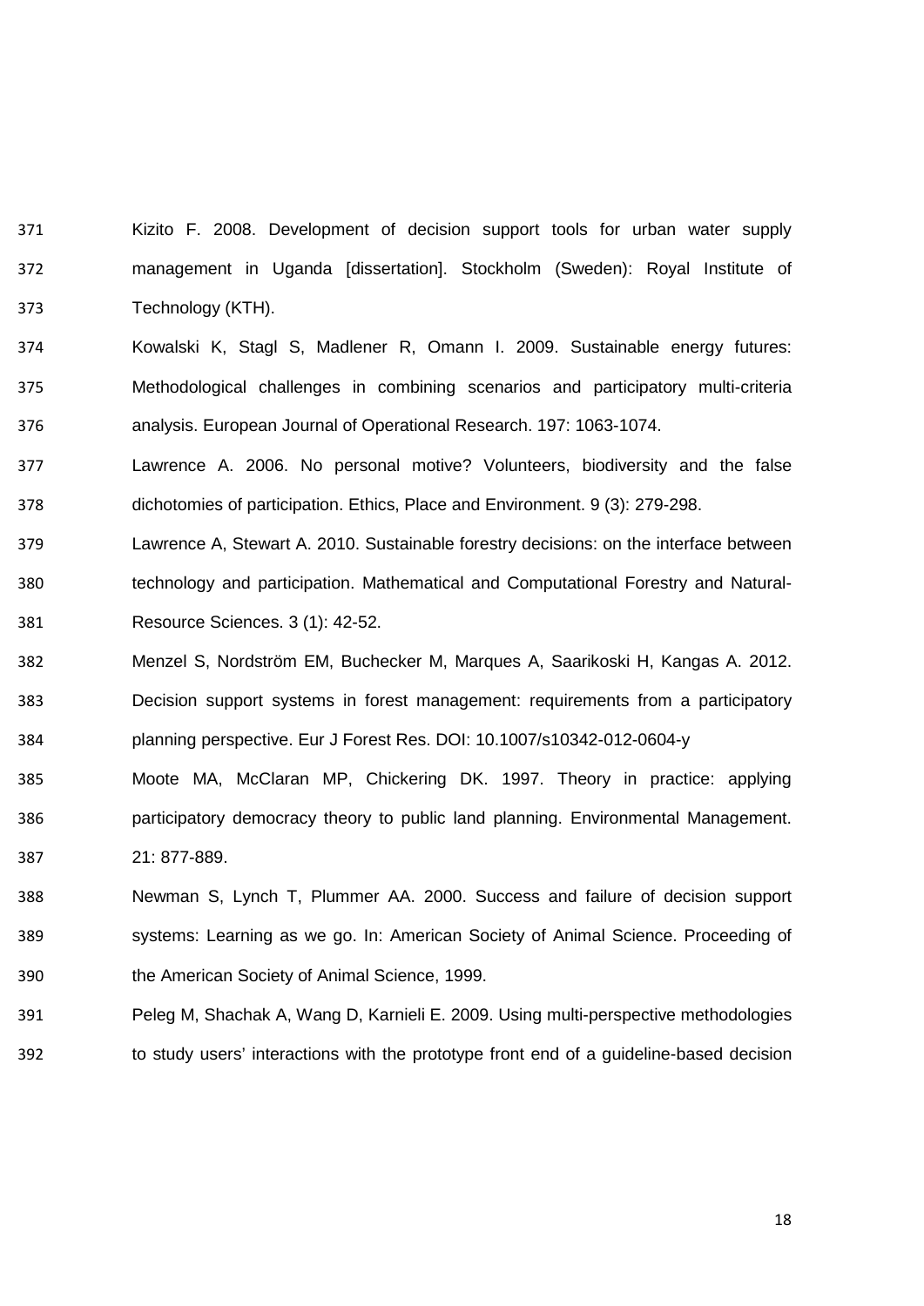Kizito F. 2008. Development of decision support tools for urban water supply management in Uganda [dissertation]. Stockholm (Sweden): Royal Institute of Technology (KTH).

Kowalski K, Stagl S, Madlener R, Omann I. 2009. Sustainable energy futures: Methodological challenges in combining scenarios and participatory multi-criteria analysis. European Journal of Operational Research. 197: 1063-1074.

Lawrence A. 2006. No personal motive? Volunteers, biodiversity and the false dichotomies of participation. Ethics, Place and Environment. 9 (3): 279-298.

Lawrence A, Stewart A. 2010. Sustainable forestry decisions: on the interface between technology and participation. Mathematical and Computational Forestry and Natural-Resource Sciences. 3 (1): 42-52.

Menzel S, Nordström EM, Buchecker M, Marques A, Saarikoski H, Kangas A. 2012. Decision support systems in forest management: requirements from a participatory planning perspective. Eur J Forest Res. DOI: 10.1007/s10342-012-0604-y

Moote MA, McClaran MP, Chickering DK. 1997. Theory in practice: applying participatory democracy theory to public land planning. Environmental Management. 21: 877-889.

Newman S, Lynch T, Plummer AA. 2000. Success and failure of decision support systems: Learning as we go. In: American Society of Animal Science. Proceeding of the American Society of Animal Science, 1999.

Peleg M, Shachak A, Wang D, Karnieli E. 2009. Using multi-perspective methodologies to study users' interactions with the prototype front end of a guideline-based decision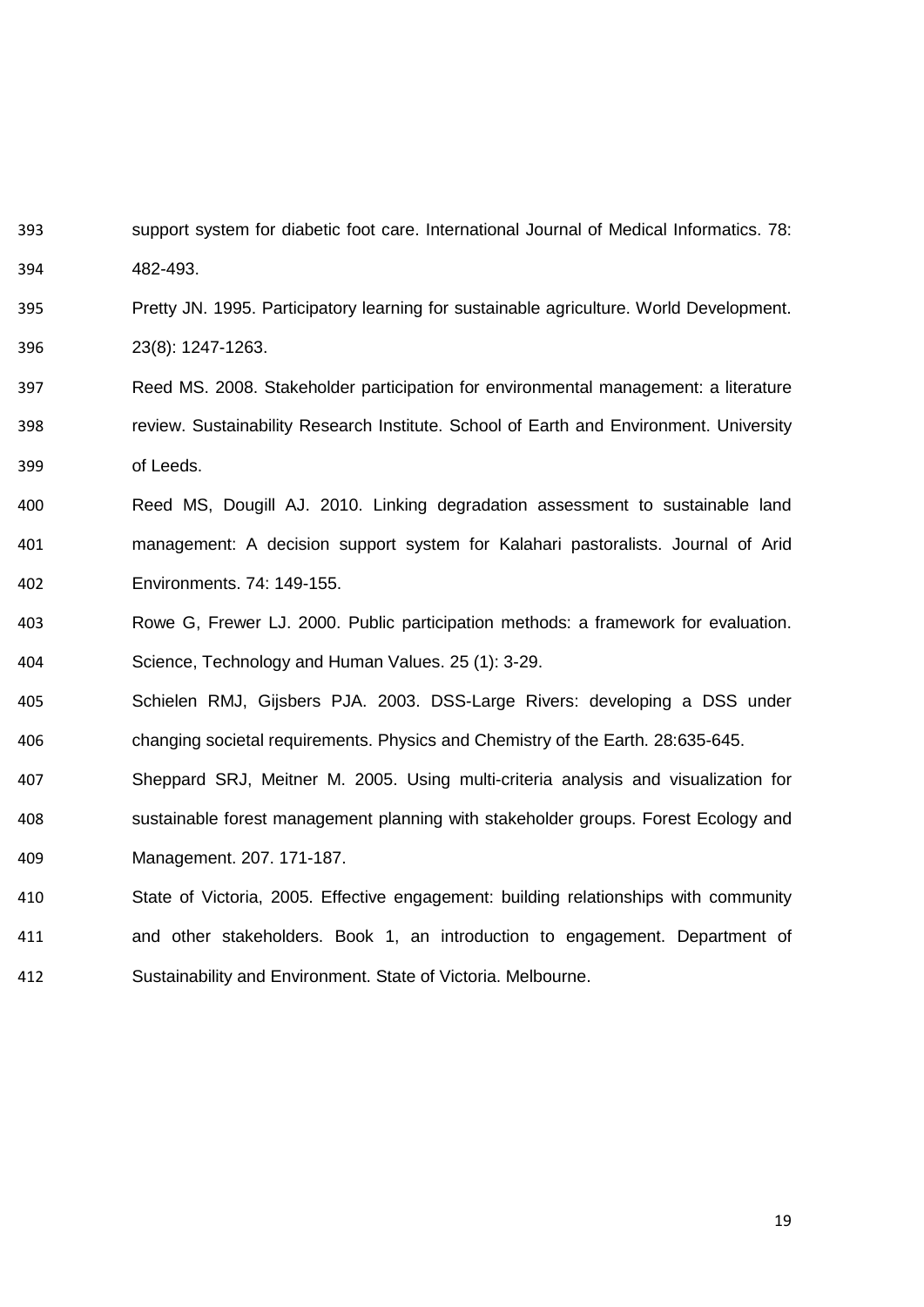support system for diabetic foot care. International Journal of Medical Informatics. 78: 482-493.

Pretty JN. 1995. Participatory learning for sustainable agriculture. World Development. 23(8): 1247-1263.

Reed MS. 2008. Stakeholder participation for environmental management: a literature review. Sustainability Research Institute. School of Earth and Environment. University of Leeds.

Reed MS, Dougill AJ. 2010. Linking degradation assessment to sustainable land management: A decision support system for Kalahari pastoralists. Journal of Arid Environments. 74: 149-155.

Rowe G, Frewer LJ. 2000. Public participation methods: a framework for evaluation. Science, Technology and Human Values. 25 (1): 3-29.

Schielen RMJ, Gijsbers PJA. 2003. DSS-Large Rivers: developing a DSS under changing societal requirements. Physics and Chemistry of the Earth. 28:635-645.

Sheppard SRJ, Meitner M. 2005. Using multi-criteria analysis and visualization for sustainable forest management planning with stakeholder groups. Forest Ecology and Management. 207. 171-187.

State of Victoria, 2005. Effective engagement: building relationships with community and other stakeholders. Book 1, an introduction to engagement. Department of Sustainability and Environment. State of Victoria. Melbourne.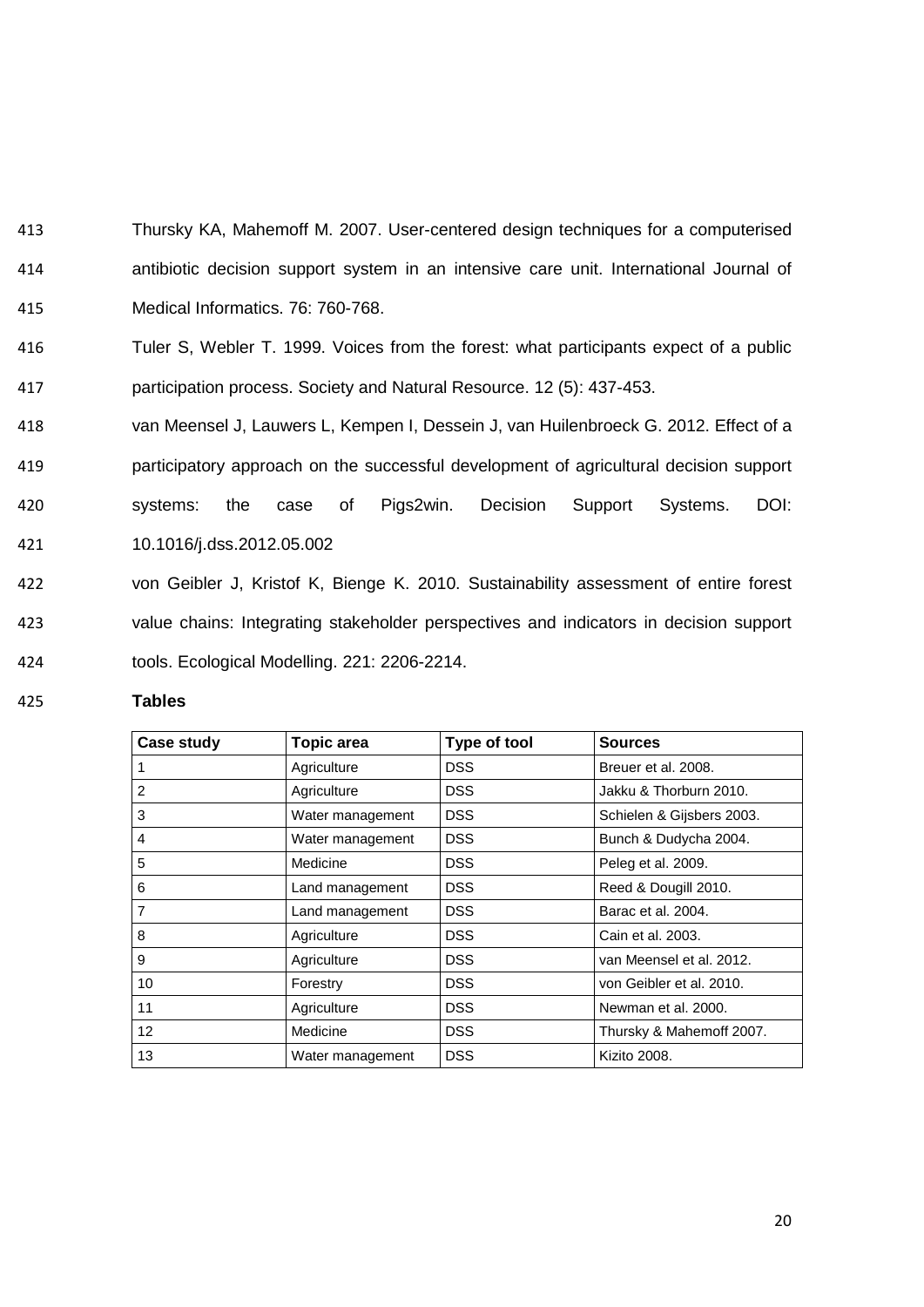Thursky KA, Mahemoff M. 2007. User-centered design techniques for a computerised antibiotic decision support system in an intensive care unit. International Journal of Medical Informatics. 76: 760-768.

Tuler S, Webler T. 1999. Voices from the forest: what participants expect of a public participation process. Society and Natural Resource. 12 (5): 437-453.

van Meensel J, Lauwers L, Kempen I, Dessein J, van Huilenbroeck G. 2012. Effect of a participatory approach on the successful development of agricultural decision support systems: the case of Pigs2win. Decision Support Systems. DOI: 10.1016/j.dss.2012.05.002

von Geibler J, Kristof K, Bienge K. 2010. Sustainability assessment of entire forest value chains: Integrating stakeholder perspectives and indicators in decision support tools. Ecological Modelling. 221: 2206-2214.

**Tables**

| **Case study** | **Topic area** | **Type of tool** | **Sources** |
|---|---|---|---|
| 1 | Agriculture | DSS | Breuer et al. 2008. |
| 2 | Agriculture | DSS | Jakku & Thorburn 2010. |
| 3 | Water management | DSS | Schielen & Gijsbers 2003. |
| 4 | Water management | DSS | Bunch & Dudycha 2004. |
| 5 | Medicine | DSS | Peleg et al. 2009. |
| 6 | Land management | DSS | Reed & Dougill 2010. |
| 7 | Land management | DSS | Barac et al. 2004. |
| 8 | Agriculture | DSS | Cain et al. 2003. |
| 9 | Agriculture | DSS | van Meensel et al. 2012. |
| 10 | Forestry | DSS | von Geibler et al. 2010. |
| 11 | Agriculture | DSS | Newman et al. 2000. |
| 12 | Medicine | DSS | Thursky & Mahemoff 2007. |
| 13 | Water management | DSS | Kizito 2008. |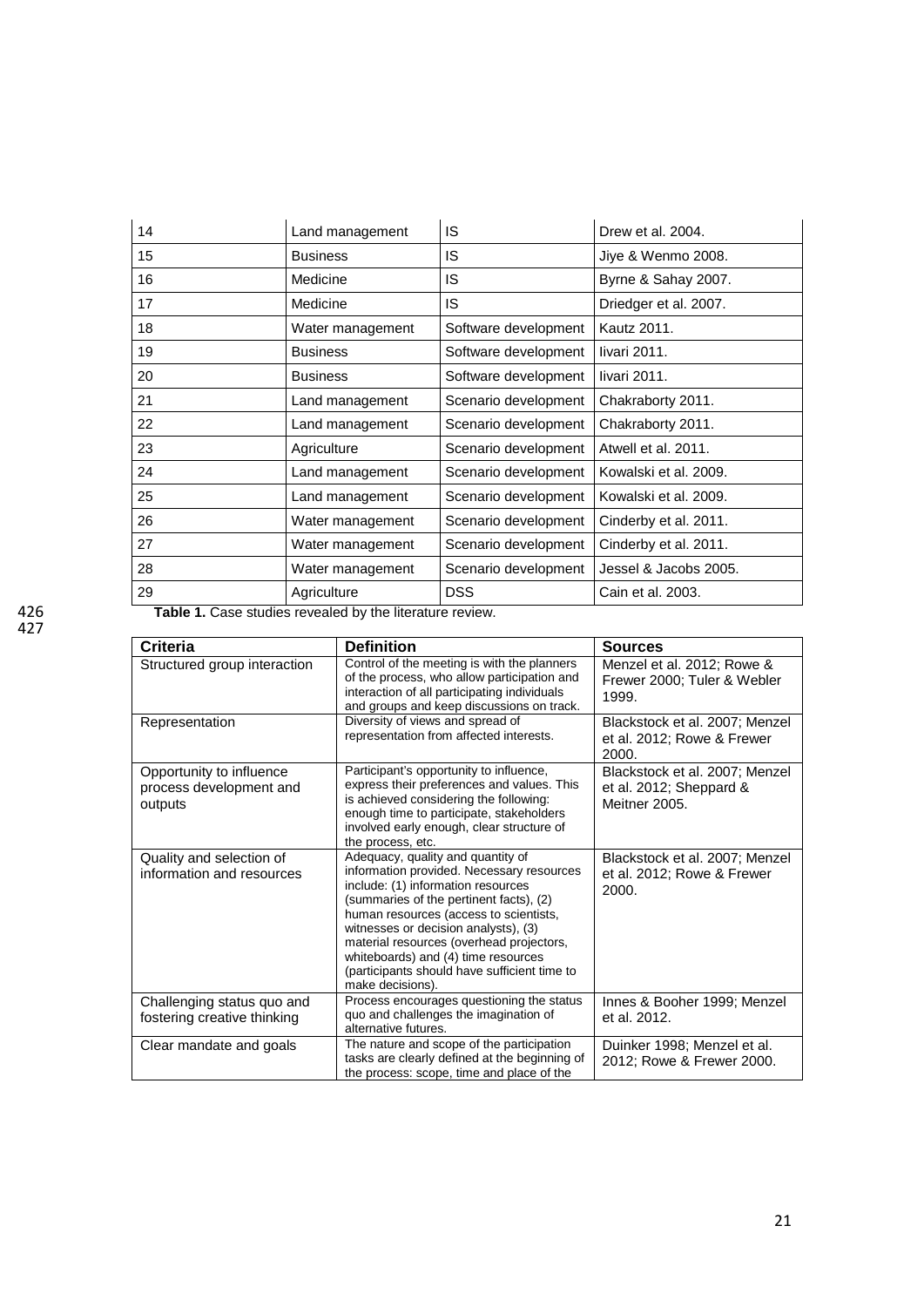| | | | |
|---|---|---|---|
| 14 | Land management | IS | Drew et al. 2004. |
| 15 | Business | IS | Jiye & Wenmo 2008. |
| 16 | Medicine | IS | Byrne & Sahay 2007. |
| 17 | Medicine | IS | Driedger et al. 2007. |
| 18 | Water management | Software development | Kautz 2011. |
| 19 | Business | Software development | Iivari 2011. |
| 20 | Business | Software development | Iivari 2011. |
| 21 | Land management | Scenario development | Chakraborty 2011. |
| 22 | Land management | Scenario development | Chakraborty 2011. |
| 23 | Agriculture | Scenario development | Atwell et al. 2011. |
| 24 | Land management | Scenario development | Kowalski et al. 2009. |
| 25 | Land management | Scenario development | Kowalski et al. 2009. |
| 26 | Water management | Scenario development | Cinderby et al. 2011. |
| 27 | Water management | Scenario development | Cinderby et al. 2011. |
| 28 | Water management | Scenario development | Jessel & Jacobs 2005. |
| 29 | Agriculture | DSS | Cain et al. 2003. |

**Table 1.** Case studies revealed by the literature review.

| Criteria | Definition | Sources |
|---|---|---|
| Structured group interaction | Control of the meeting is with the planners of the process, who allow participation and interaction of all participating individuals and groups and keep discussions on track. | Menzel et al. 2012; Rowe & Frewer 2000; Tuler & Webler 1999. |
| Representation | Diversity of views and spread of representation from affected interests. | Blackstock et al. 2007; Menzel et al. 2012; Rowe & Frewer 2000. |
| Opportunity to influence process development and outputs | Participant's opportunity to influence, express their preferences and values. This is achieved considering the following: enough time to participate, stakeholders involved early enough, clear structure of the process, etc. | Blackstock et al. 2007; Menzel et al. 2012; Sheppard & Meitner 2005. |
| Quality and selection of information and resources | Adequacy, quality and quantity of information provided. Necessary resources include: (1) information resources (summaries of the pertinent facts), (2) human resources (access to scientists, witnesses or decision analysts), (3) material resources (overhead projectors, whiteboards) and (4) time resources (participants should have sufficient time to make decisions). | Blackstock et al. 2007; Menzel et al. 2012; Rowe & Frewer 2000. |
| Challenging status quo and fostering creative thinking | Process encourages questioning the status quo and challenges the imagination of alternative futures. | Innes & Booher 1999; Menzel et al. 2012. |
| Clear mandate and goals | The nature and scope of the participation tasks are clearly defined at the beginning of the process: scope, time and place of the | Duinker 1998; Menzel et al. 2012; Rowe & Frewer 2000. |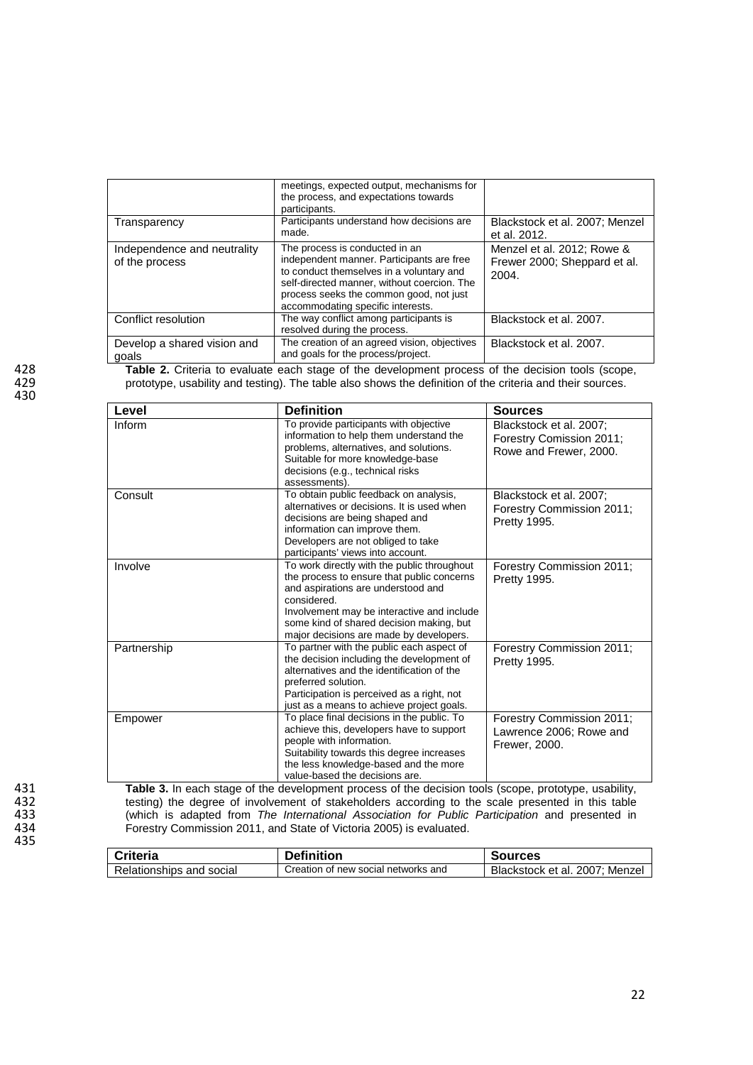| | | |
|---|---|---|
| | meetings, expected output, mechanisms for the process, and expectations towards participants. | |
| Transparency | Participants understand how decisions are made. | Blackstock et al. 2007; Menzel et al. 2012. |
| Independence and neutrality of the process | The process is conducted in an independent manner. Participants are free to conduct themselves in a voluntary and self-directed manner, without coercion. The process seeks the common good, not just accommodating specific interests. | Menzel et al. 2012; Rowe & Frewer 2000; Sheppard et al. 2004. |
| Conflict resolution | The way conflict among participants is resolved during the process. | Blackstock et al. 2007. |
| Develop a shared vision and goals | The creation of an agreed vision, objectives and goals for the process/project. | Blackstock et al. 2007. |

**Table 2.** Criteria to evaluate each stage of the development process of the decision tools (scope, prototype, usability and testing). The table also shows the definition of the criteria and their sources.

| Level | Definition | Sources |
|---|---|---|
| Inform | To provide participants with objective information to help them understand the problems, alternatives, and solutions. Suitable for more knowledge-base decisions (e.g., technical risks assessments). | Blackstock et al. 2007; Forestry Comission 2011; Rowe and Frewer, 2000. |
| Consult | To obtain public feedback on analysis, alternatives or decisions. It is used when decisions are being shaped and information can improve them. Developers are not obliged to take participants' views into account. | Blackstock et al. 2007; Forestry Commission 2011; Pretty 1995. |
| Involve | To work directly with the public throughout the process to ensure that public concerns and aspirations are understood and considered. Involvement may be interactive and include some kind of shared decision making, but major decisions are made by developers. | Forestry Commission 2011; Pretty 1995. |
| Partnership | To partner with the public each aspect of the decision including the development of alternatives and the identification of the preferred solution. Participation is perceived as a right, not just as a means to achieve project goals. | Forestry Commission 2011; Pretty 1995. |
| Empower | To place final decisions in the public. To achieve this, developers have to support people with information. Suitability towards this degree increases the less knowledge-based and the more value-based the decisions are. | Forestry Commission 2011; Lawrence 2006; Rowe and Frewer, 2000. |

**Table 3.** In each stage of the development process of the decision tools (scope, prototype, usability, testing) the degree of involvement of stakeholders according to the scale presented in this table (which is adapted from *The International Association for Public Participation* and presented in Forestry Commission 2011, and State of Victoria 2005) is evaluated.

| Criteria | Definition | Sources |
|---|---|---|
| Relationships and social | Creation of new social networks and | Blackstock et al. 2007; Menzel |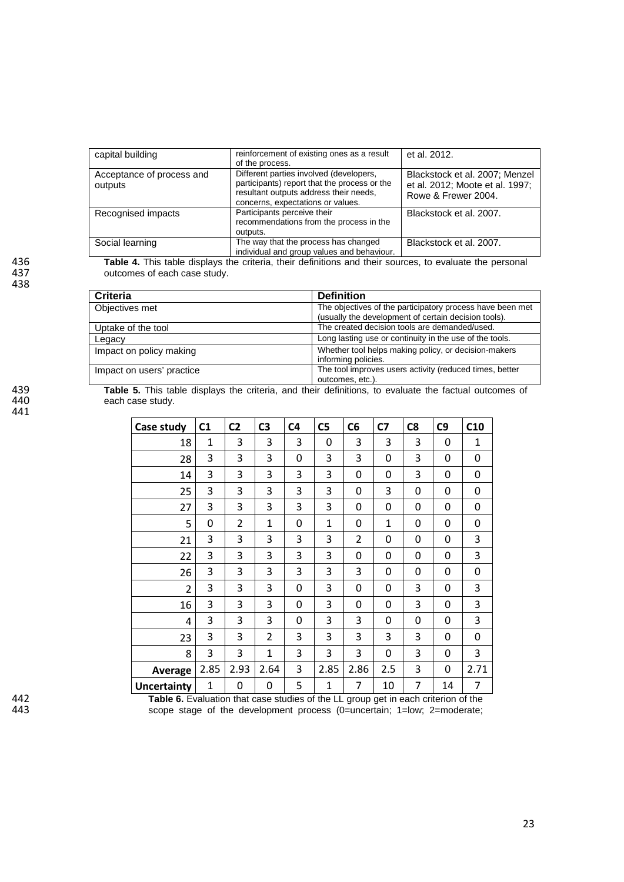| | | |
|---|---|---|
| capital building | reinforcement of existing ones as a result of the process. | et al. 2012. |
| Acceptance of process and outputs | Different parties involved (developers, participants) report that the process or the resultant outputs address their needs, concerns, expectations or values. | Blackstock et al. 2007; Menzel et al. 2012; Moote et al. 1997; Rowe & Frewer 2004. |
| Recognised impacts | Participants perceive their recommendations from the process in the outputs. | Blackstock et al. 2007. |
| Social learning | The way that the process has changed individual and group values and behaviour. | Blackstock et al. 2007. |

**Table 4.** This table displays the criteria, their definitions and their sources, to evaluate the personal outcomes of each case study.

| Criteria | Definition |
|---|---|
| Objectives met | The objectives of the participatory process have been met (usually the development of certain decision tools). |
| Uptake of the tool | The created decision tools are demanded/used. |
| Legacy | Long lasting use or continuity in the use of the tools. |
| Impact on policy making | Whether tool helps making policy, or decision-makers informing policies. |
| Impact on users' practice | The tool improves users activity (reduced times, better outcomes, etc.). |

**Table 5.** This table displays the criteria, and their definitions, to evaluate the factual outcomes of each case study.

| Case study | C1 | C2 | C3 | C4 | C5 | C6 | C7 | C8 | C9 | C10 |
|---|---|---|---|---|---|---|---|---|---|---|
| 18 | 1 | 3 | 3 | 3 | 0 | 3 | 3 | 3 | 0 | 1 |
| 28 | 3 | 3 | 3 | 0 | 3 | 3 | 0 | 3 | 0 | 0 |
| 14 | 3 | 3 | 3 | 3 | 3 | 0 | 0 | 3 | 0 | 0 |
| 25 | 3 | 3 | 3 | 3 | 3 | 0 | 3 | 0 | 0 | 0 |
| 27 | 3 | 3 | 3 | 3 | 3 | 0 | 0 | 0 | 0 | 0 |
| 5 | 0 | 2 | 1 | 0 | 1 | 0 | 1 | 0 | 0 | 0 |
| 21 | 3 | 3 | 3 | 3 | 3 | 2 | 0 | 0 | 0 | 3 |
| 22 | 3 | 3 | 3 | 3 | 3 | 0 | 0 | 0 | 0 | 3 |
| 26 | 3 | 3 | 3 | 3 | 3 | 3 | 0 | 0 | 0 | 0 |
| 2 | 3 | 3 | 3 | 0 | 3 | 0 | 0 | 3 | 0 | 3 |
| 16 | 3 | 3 | 3 | 0 | 3 | 0 | 0 | 3 | 0 | 3 |
| 4 | 3 | 3 | 3 | 0 | 3 | 3 | 0 | 0 | 0 | 3 |
| 23 | 3 | 3 | 2 | 3 | 3 | 3 | 3 | 3 | 0 | 0 |
| 8 | 3 | 3 | 1 | 3 | 3 | 3 | 0 | 3 | 0 | 3 |
| **Average** | 2.85 | 2.93 | 2.64 | 3 | 2.85 | 2.86 | 2.5 | 3 | 0 | 2.71 |
| **Uncertainty** | 1 | 0 | 0 | 5 | 1 | 7 | 10 | 7 | 14 | 7 |

**Table 6.** Evaluation that case studies of the LL group get in each criterion of the scope stage of the development process (0=uncertain; 1=low; 2=moderate;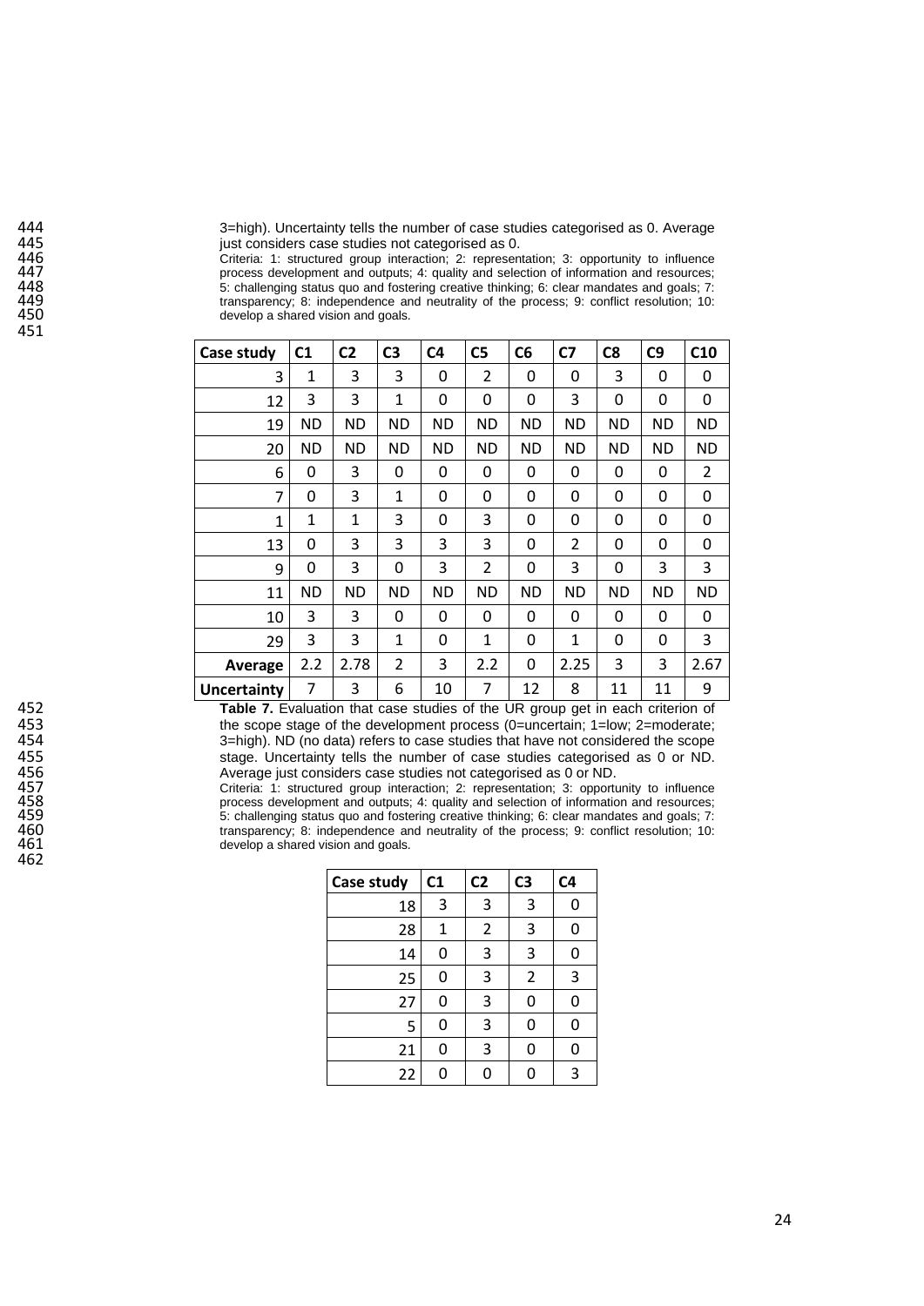3=high). Uncertainty tells the number of case studies categorised as 0. Average just considers case studies not categorised as 0.
Criteria: 1: structured group interaction; 2: representation; 3: opportunity to influence process development and outputs; 4: quality and selection of information and resources; 5: challenging status quo and fostering creative thinking; 6: clear mandates and goals; 7: transparency; 8: independence and neutrality of the process; 9: conflict resolution; 10: develop a shared vision and goals.

| Case study | C1 | C2 | C3 | C4 | C5 | C6 | C7 | C8 | C9 | C10 |
|---|---|---|---|---|---|---|---|---|---|---|
| 3 | 1 | 3 | 3 | 0 | 2 | 0 | 0 | 3 | 0 | 0 |
| 12 | 3 | 3 | 1 | 0 | 0 | 0 | 3 | 0 | 0 | 0 |
| 19 | ND | ND | ND | ND | ND | ND | ND | ND | ND | ND |
| 20 | ND | ND | ND | ND | ND | ND | ND | ND | ND | ND |
| 6 | 0 | 3 | 0 | 0 | 0 | 0 | 0 | 0 | 0 | 2 |
| 7 | 0 | 3 | 1 | 0 | 0 | 0 | 0 | 0 | 0 | 0 |
| 1 | 1 | 1 | 3 | 0 | 3 | 0 | 0 | 0 | 0 | 0 |
| 13 | 0 | 3 | 3 | 3 | 3 | 0 | 2 | 0 | 0 | 0 |
| 9 | 0 | 3 | 0 | 3 | 2 | 0 | 3 | 0 | 3 | 3 |
| 11 | ND | ND | ND | ND | ND | ND | ND | ND | ND | ND |
| 10 | 3 | 3 | 0 | 0 | 0 | 0 | 0 | 0 | 0 | 0 |
| 29 | 3 | 3 | 1 | 0 | 1 | 0 | 1 | 0 | 0 | 3 |
| **Average** | 2.2 | 2.78 | 2 | 3 | 2.2 | 0 | 2.25 | 3 | 3 | 2.67 |
| **Uncertainty** | 7 | 3 | 6 | 10 | 7 | 12 | 8 | 11 | 11 | 9 |

**Table 7.** Evaluation that case studies of the UR group get in each criterion of the scope stage of the development process (0=uncertain; 1=low; 2=moderate; 3=high). ND (no data) refers to case studies that have not considered the scope stage. Uncertainty tells the number of case studies categorised as 0 or ND. Average just considers case studies not categorised as 0 or ND.
Criteria: 1: structured group interaction; 2: representation; 3: opportunity to influence process development and outputs; 4: quality and selection of information and resources; 5: challenging status quo and fostering creative thinking; 6: clear mandates and goals; 7: transparency; 8: independence and neutrality of the process; 9: conflict resolution; 10: develop a shared vision and goals.

| Case study | C1 | C2 | C3 | C4 |
|---|---|---|---|---|
| 18 | 3 | 3 | 3 | 0 |
| 28 | 1 | 2 | 3 | 0 |
| 14 | 0 | 3 | 3 | 0 |
| 25 | 0 | 3 | 2 | 3 |
| 27 | 0 | 3 | 0 | 0 |
| 5 | 0 | 3 | 0 | 0 |
| 21 | 0 | 3 | 0 | 0 |
| 22 | 0 | 0 | 0 | 3 |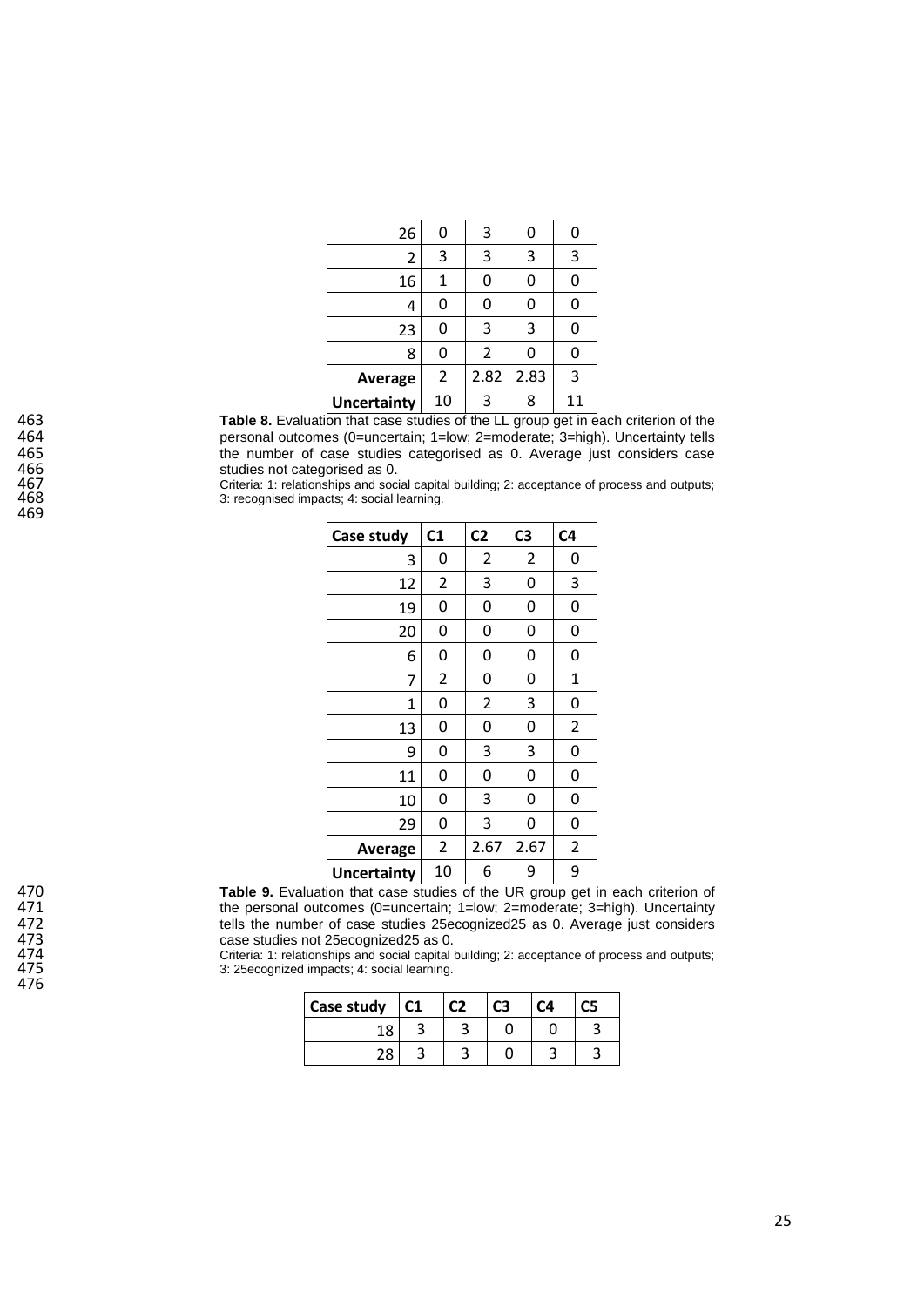| | | | | |
|---|---|---|---|---|
| 26 | 0 | 3 | 0 | 0 |
| 2 | 3 | 3 | 3 | 3 |
| 16 | 1 | 0 | 0 | 0 |
| 4 | 0 | 0 | 0 | 0 |
| 23 | 0 | 3 | 3 | 0 |
| 8 | 0 | 2 | 0 | 0 |
| **Average** | 2 | 2.82 | 2.83 | 3 |
| **Uncertainty** | 10 | 3 | 8 | 11 |

**Table 8.** Evaluation that case studies of the LL group get in each criterion of the personal outcomes (0=uncertain; 1=low; 2=moderate; 3=high). Uncertainty tells the number of case studies categorised as 0. Average just considers case studies not categorised as 0.

Criteria: 1: relationships and social capital building; 2: acceptance of process and outputs; 3: recognised impacts; 4: social learning.

| Case study | C1 | C2 | C3 | C4 |
|---|---|---|---|---|
| 3 | 0 | 2 | 2 | 0 |
| 12 | 2 | 3 | 0 | 3 |
| 19 | 0 | 0 | 0 | 0 |
| 20 | 0 | 0 | 0 | 0 |
| 6 | 0 | 0 | 0 | 0 |
| 7 | 2 | 0 | 0 | 1 |
| 1 | 0 | 2 | 3 | 0 |
| 13 | 0 | 0 | 0 | 2 |
| 9 | 0 | 3 | 3 | 0 |
| 11 | 0 | 0 | 0 | 0 |
| 10 | 0 | 3 | 0 | 0 |
| 29 | 0 | 3 | 0 | 0 |
| **Average** | 2 | 2.67 | 2.67 | 2 |
| **Uncertainty** | 10 | 6 | 9 | 9 |

**Table 9.** Evaluation that case studies of the UR group get in each criterion of the personal outcomes (0=uncertain; 1=low; 2=moderate; 3=high). Uncertainty tells the number of case studies 25ecognized25 as 0. Average just considers case studies not 25ecognized25 as 0.

Criteria: 1: relationships and social capital building; 2: acceptance of process and outputs; 3: 25ecognized impacts; 4: social learning.

| Case study | C1 | C2 | C3 | C4 | C5 |
|---|---|---|---|---|---|
| 18 | 3 | 3 | 0 | 0 | 3 |
| 28 | 3 | 3 | 0 | 3 | 3 |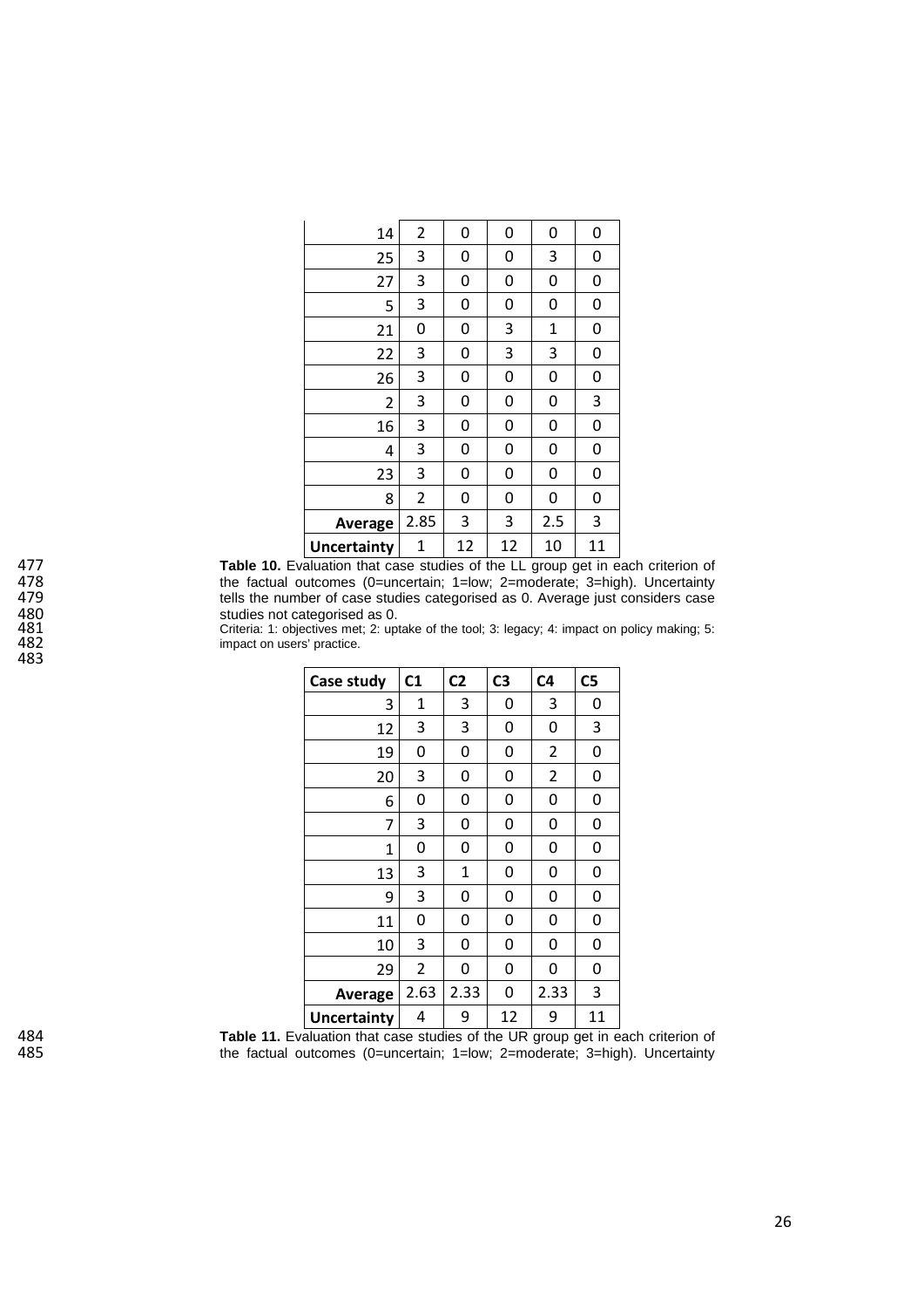| | | | | | |
|---|---|---|---|---|---|
| 14 | 2 | 0 | 0 | 0 | 0 |
| 25 | 3 | 0 | 0 | 3 | 0 |
| 27 | 3 | 0 | 0 | 0 | 0 |
| 5 | 3 | 0 | 0 | 0 | 0 |
| 21 | 0 | 0 | 3 | 1 | 0 |
| 22 | 3 | 0 | 3 | 3 | 0 |
| 26 | 3 | 0 | 0 | 0 | 0 |
| 2 | 3 | 0 | 0 | 0 | 3 |
| 16 | 3 | 0 | 0 | 0 | 0 |
| 4 | 3 | 0 | 0 | 0 | 0 |
| 23 | 3 | 0 | 0 | 0 | 0 |
| 8 | 2 | 0 | 0 | 0 | 0 |
| **Average** | 2.85 | 3 | 3 | 2.5 | 3 |
| **Uncertainty** | 1 | 12 | 12 | 10 | 11 |

**Table 10.** Evaluation that case studies of the LL group get in each criterion of the factual outcomes (0=uncertain; 1=low; 2=moderate; 3=high). Uncertainty tells the number of case studies categorised as 0. Average just considers case studies not categorised as 0.

Criteria: 1: objectives met; 2: uptake of the tool; 3: legacy; 4: impact on policy making; 5: impact on users' practice.

| Case study | C1 | C2 | C3 | C4 | C5 |
|---|---|---|---|---|---|
| 3 | 1 | 3 | 0 | 3 | 0 |
| 12 | 3 | 3 | 0 | 0 | 3 |
| 19 | 0 | 0 | 0 | 2 | 0 |
| 20 | 3 | 0 | 0 | 2 | 0 |
| 6 | 0 | 0 | 0 | 0 | 0 |
| 7 | 3 | 0 | 0 | 0 | 0 |
| 1 | 0 | 0 | 0 | 0 | 0 |
| 13 | 3 | 1 | 0 | 0 | 0 |
| 9 | 3 | 0 | 0 | 0 | 0 |
| 11 | 0 | 0 | 0 | 0 | 0 |
| 10 | 3 | 0 | 0 | 0 | 0 |
| 29 | 2 | 0 | 0 | 0 | 0 |
| **Average** | 2.63 | 2.33 | 0 | 2.33 | 3 |
| **Uncertainty** | 4 | 9 | 12 | 9 | 11 |

**Table 11.** Evaluation that case studies of the UR group get in each criterion of the factual outcomes (0=uncertain; 1=low; 2=moderate; 3=high). Uncertainty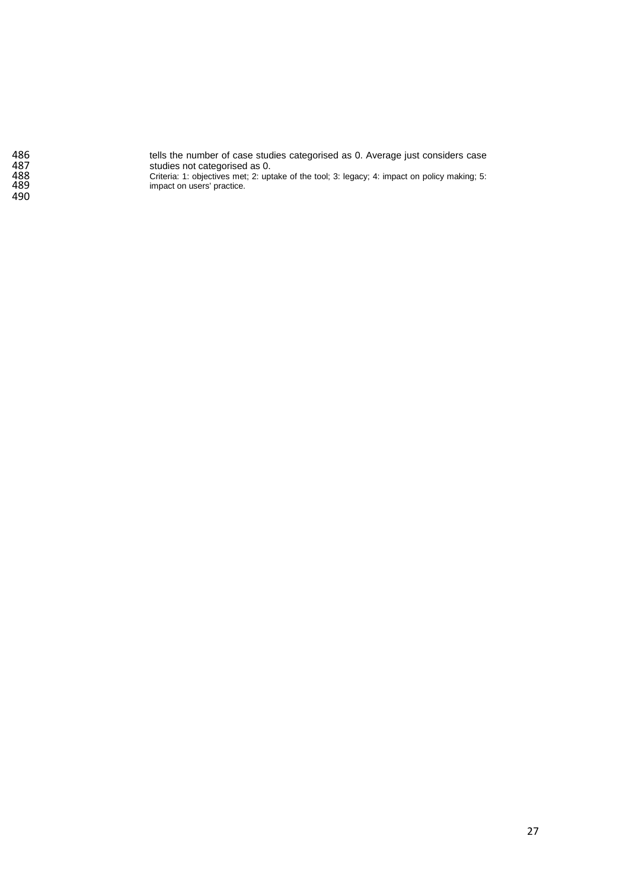tells the number of case studies categorised as 0. Average just considers case studies not categorised as 0.

Criteria: 1: objectives met; 2: uptake of the tool; 3: legacy; 4: impact on policy making; 5: impact on users' practice.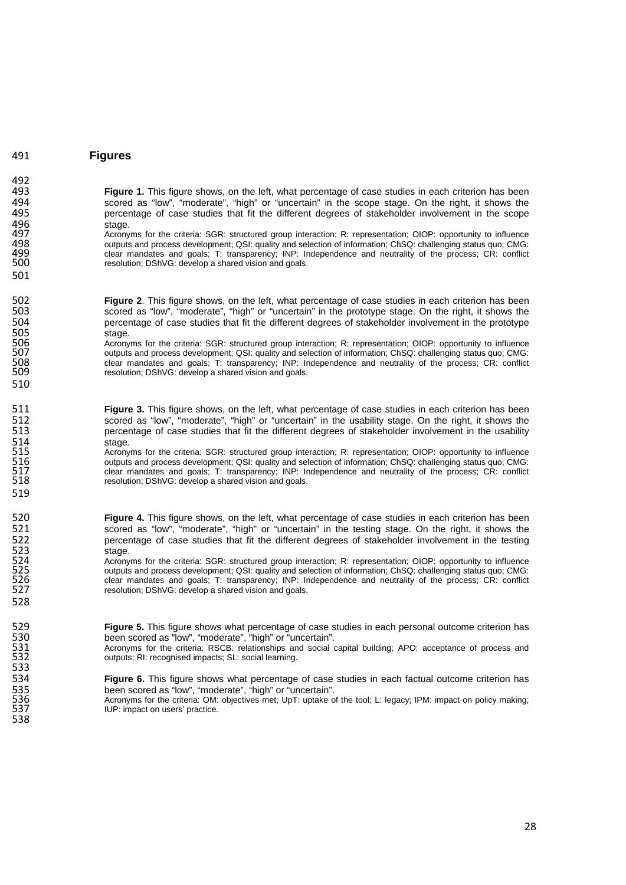## Figures

**Figure 1.** This figure shows, on the left, what percentage of case studies in each criterion has been scored as "low", "moderate", "high" or "uncertain" in the scope stage. On the right, it shows the percentage of case studies that fit the different degrees of stakeholder involvement in the scope stage.
Acronyms for the criteria: SGR: structured group interaction; R: representation; OIOP: opportunity to influence outputs and process development; QSI: quality and selection of information; ChSQ: challenging status quo; CMG: clear mandates and goals; T: transparency; INP: Independence and neutrality of the process; CR: conflict resolution; DShVG: develop a shared vision and goals.

**Figure 2**. This figure shows, on the left, what percentage of case studies in each criterion has been scored as "low", "moderate", "high" or "uncertain" in the prototype stage. On the right, it shows the percentage of case studies that fit the different degrees of stakeholder involvement in the prototype stage.
Acronyms for the criteria: SGR: structured group interaction; R: representation; OIOP: opportunity to influence outputs and process development; QSI: quality and selection of information; ChSQ: challenging status quo; CMG: clear mandates and goals; T: transparency; INP: Independence and neutrality of the process; CR: conflict resolution; DShVG: develop a shared vision and goals.

**Figure 3.** This figure shows, on the left, what percentage of case studies in each criterion has been scored as "low", "moderate", "high" or "uncertain" in the usability stage. On the right, it shows the percentage of case studies that fit the different degrees of stakeholder involvement in the usability stage.
Acronyms for the criteria: SGR: structured group interaction; R: representation; OIOP: opportunity to influence outputs and process development; QSI: quality and selection of information; ChSQ: challenging status quo; CMG: clear mandates and goals; T: transparency; INP: Independence and neutrality of the process; CR: conflict resolution; DShVG: develop a shared vision and goals.

**Figure 4.** This figure shows, on the left, what percentage of case studies in each criterion has been scored as "low", "moderate", "high" or "uncertain" in the testing stage. On the right, it shows the percentage of case studies that fit the different degrees of stakeholder involvement in the testing stage.
Acronyms for the criteria: SGR: structured group interaction; R: representation; OIOP: opportunity to influence outputs and process development; QSI: quality and selection of information; ChSQ: challenging status quo; CMG: clear mandates and goals; T: transparency; INP: Independence and neutrality of the process; CR: conflict resolution; DShVG: develop a shared vision and goals.

**Figure 5.** This figure shows what percentage of case studies in each personal outcome criterion has been scored as "low", "moderate", "high" or "uncertain".
Acronyms for the criteria: RSCB: relationships and social capital building; APO: acceptance of process and outputs; RI: recognised impacts; SL: social learning.

**Figure 6.** This figure shows what percentage of case studies in each factual outcome criterion has been scored as "low", "moderate", "high" or "uncertain".
Acronyms for the criteria: OM: objectives met; UpT: uptake of the tool; L: legacy; IPM: impact on policy making; IUP: impact on users' practice.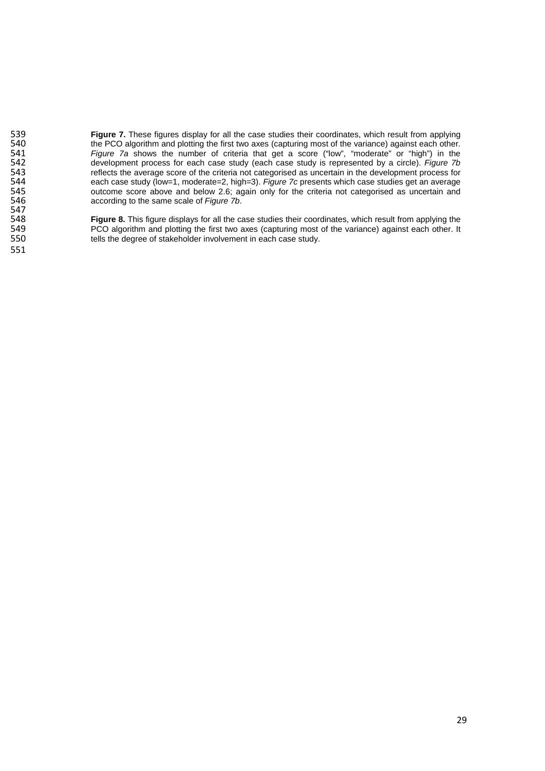**Figure 7.** These figures display for all the case studies their coordinates, which result from applying the PCO algorithm and plotting the first two axes (capturing most of the variance) against each other. *Figure 7a* shows the number of criteria that get a score ("low", "moderate" or "high") in the development process for each case study (each case study is represented by a circle). *Figure 7b* reflects the average score of the criteria not categorised as uncertain in the development process for each case study (low=1, moderate=2, high=3). *Figure 7c* presents which case studies get an average outcome score above and below 2.6; again only for the criteria not categorised as uncertain and according to the same scale of *Figure 7b*.

**Figure 8.** This figure displays for all the case studies their coordinates, which result from applying the PCO algorithm and plotting the first two axes (capturing most of the variance) against each other. It tells the degree of stakeholder involvement in each case study.